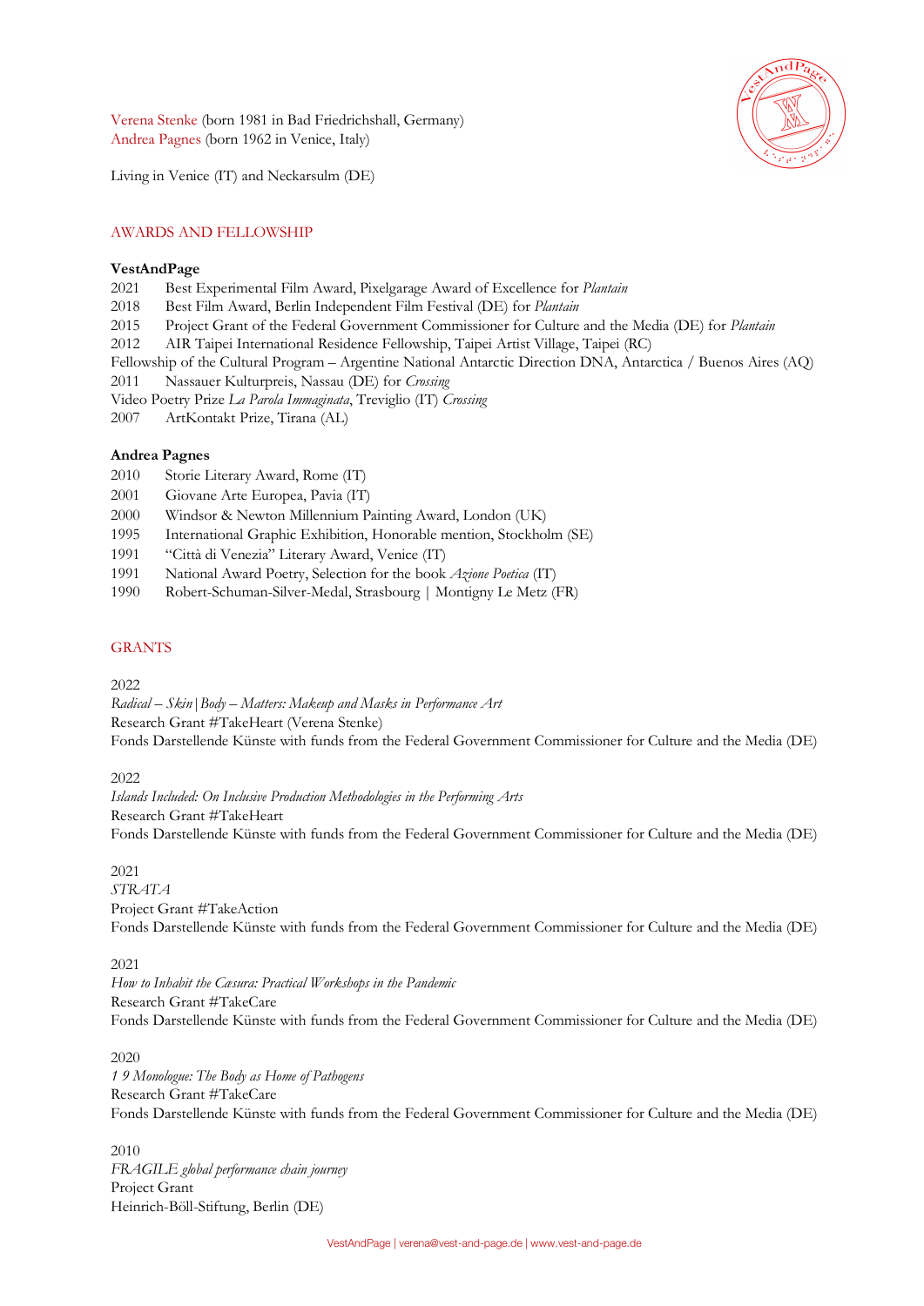Verena Stenke (born 1981 in Bad Friedrichshall, Germany)
Andrea Pagnes (born 1962 in Venice, Italy)

Living in Venice (IT) and Neckarsulm (DE)

## AWARDS AND FELLOWSHIP

### VestAndPage

2021 Best Experimental Film Award, Pixelgarage Award of Excellence for *Plantain*
2018 Best Film Award, Berlin Independent Film Festival (DE) for *Plantain*
2015 Project Grant of the Federal Government Commissioner for Culture and the Media (DE) for *Plantain*
2012 AIR Taipei International Residence Fellowship, Taipei Artist Village, Taipei (RC)
Fellowship of the Cultural Program – Argentine National Antarctic Direction DNA, Antarctica / Buenos Aires (AQ)
2011 Nassauer Kulturpreis, Nassau (DE) for *Crossing*
Video Poetry Prize *La Parola Immaginata*, Treviglio (IT) *Crossing*
2007 ArtKontakt Prize, Tirana (AL)

### Andrea Pagnes

2010 Storie Literary Award, Rome (IT)
2001 Giovane Arte Europea, Pavia (IT)
2000 Windsor & Newton Millennium Painting Award, London (UK)
1995 International Graphic Exhibition, Honorable mention, Stockholm (SE)
1991 "Città di Venezia" Literary Award, Venice (IT)
1991 National Award Poetry, Selection for the book *Azione Poetica* (IT)
1990 Robert-Schuman-Silver-Medal, Strasbourg | Montigny Le Metz (FR)

## GRANTS

2022
*Radical – Skin|Body – Matters: Makeup and Masks in Performance Art*
Research Grant #TakeHeart (Verena Stenke)
Fonds Darstellende Künste with funds from the Federal Government Commissioner for Culture and the Media (DE)

2022
*Islands Included: On Inclusive Production Methodologies in the Performing Arts*
Research Grant #TakeHeart
Fonds Darstellende Künste with funds from the Federal Government Commissioner for Culture and the Media (DE)

2021
*STRATA*
Project Grant #TakeAction
Fonds Darstellende Künste with funds from the Federal Government Commissioner for Culture and the Media (DE)

2021
*How to Inhabit the Cæsura: Practical Workshops in the Pandemic*
Research Grant #TakeCare
Fonds Darstellende Künste with funds from the Federal Government Commissioner for Culture and the Media (DE)

2020
*1 9 Monologue: The Body as Home of Pathogens*
Research Grant #TakeCare
Fonds Darstellende Künste with funds from the Federal Government Commissioner for Culture and the Media (DE)

2010
*FRAGILE global performance chain journey*
Project Grant
Heinrich-Böll-Stiftung, Berlin (DE)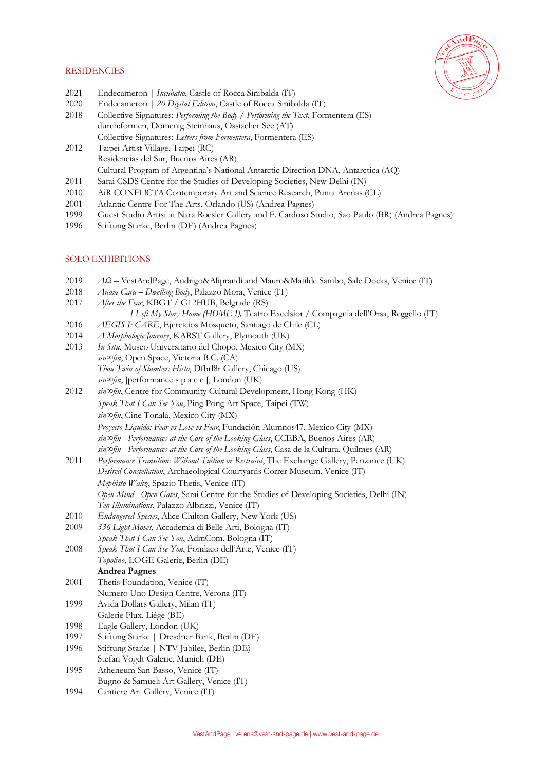## RESIDENCIES

2021 Endecameron | *Incubatio*, Castle of Rocca Sinibalda (IT)
2020 Endecameron | *20 Digital Edition*, Castle of Rocca Sinibalda (IT)
2018 Collective Signatures: *Performing the Body / Performing the Text*, Formentera (ES)
durch:formen, Domenig Steinhaus, Ossiacher See (AT)
Collective Signatures: *Letters from Formentera*, Formentera (ES)
2012 Taipei Artist Village, Taipei (RC)
Residencias del Sur, Buenos Aires (AR)
Cultural Program of Argentina's National Antarctic Direction DNA, Antarctica (AQ)
2011 Sarai CSDS Centre for the Studies of Developing Societies, New Delhi (IN)
2010 AiR CONFL!CTA Contemporary Art and Science Research, Punta Arenas (CL)
2001 Atlantic Centre For The Arts, Orlando (US) (Andrea Pagnes)
1999 Guest Studio Artist at Nara Roesler Gallery and F. Cardoso Studio, Sao Paulo (BR) (Andrea Pagnes)
1996 Stiftung Starke, Berlin (DE) (Andrea Pagnes)

## SOLO EXHIBITIONS

2019 *AΩ* – VestAndPage, Andrigo&Aliprandi and Mauro&Matilde Sambo, Sale Docks, Venice (IT)
2018 *Anam Cara – Dwelling Body*, Palazzo Mora, Venice (IT)
2017 *After the Fear*, KBGT / G12HUB, Belgrade (RS)
*I Left My Story Home (HOME I)*, Teatro Excelsior / Compagnia dell'Orsa, Reggello (IT)
2016 *AEGIS I: CARE*, Ejercicios Mosqueto, Santiago de Chile (CL)
2014 *A Morphologic Journey*, KARST Gallery, Plymouth (UK)
2013 *In Situ*, Museo Universitario del Chopo, Mexico City (MX)
*sin∞fin*, Open Space, Victoria B.C. (CA)
*Thou Twin of Slumber: Histo*, Dfbrl8r Gallery, Chicago (US)
*sin∞fin*, ]performance s p a c e [, London (UK)
2012 *sin∞fin*, Centre for Community Cultural Development, Hong Kong (HK)
*Speak That I Can See You*, Ping Pong Art Space, Taipei (TW)
*sin∞fin*, Cine Tonalá, Mexico City (MX)
*Proyecto Liquido: Fear vs Love vs Fear*, Fundación Alumnos47, Mexico City (MX)
*sin∞fin - Performances at the Core of the Looking-Glass*, CCEBA, Buenos Aires (AR)
*sin∞fin - Performances at the Core of the Looking-Glass*, Casa de la Cultura, Quilmes (AR)
2011 *Performance Transition: Without Tuition or Restraint*, The Exchange Gallery, Penzance (UK)
*Desired Constellation*, Archaeological Courtyards Correr Museum, Venice (IT)
*Mephisto Waltz*, Spazio Thetis, Venice (IT)
*Open Mind - Open Gates*, Sarai Centre for the Studies of Developing Societies, Delhi (IN)
*Ten Illuminations*, Palazzo Albrizzi, Venice (IT)
2010 *Endangered Species*, Alice Chilton Gallery, New York (US)
2009 *336 Light Moves*, Accademia di Belle Arti, Bologna (IT)
*Speak That I Can See You*, AdmCom, Bologna (IT)
2008 *Speak That I Can See You*, Fondaco dell'Arte, Venice (IT)
*Topolino*, LOGE Galerie, Berlin (DE)

**Andrea Pagnes**

2001 Thetis Foundation, Venice (IT)
Numero Uno Design Centre, Verona (IT)
1999 Avida Dollars Gallery, Milan (IT)
Galerie Flux, Liége (BE)
1998 Eagle Gallery, London (UK)
1997 Stiftung Starke | Dresdner Bank, Berlin (DE)
1996 Stiftung Starke | NTV Jubilee, Berlin (DE)
Stefan Vogdt Galerie, Munich (DE)
1995 Atheneum San Basso, Venice (IT)
Bugno & Samueli Art Gallery, Venice (IT)
1994 Cantiere Art Gallery, Venice (IT)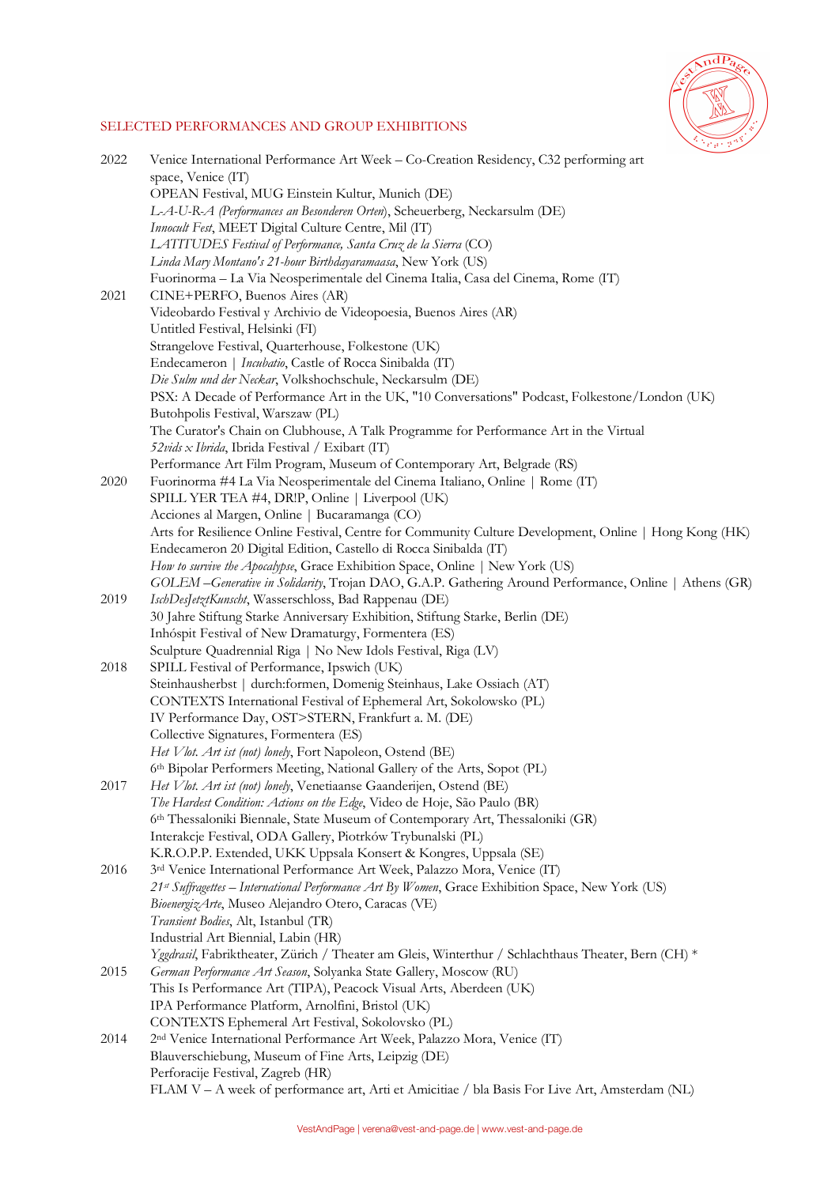## SELECTED PERFORMANCES AND GROUP EXHIBITIONS

2022 Venice International Performance Art Week – Co-Creation Residency, C32 performing art space, Venice (IT)
OPEAN Festival, MUG Einstein Kultur, Munich (DE)
*L-A-U-R-A (Performances an Besonderen Orten)*, Scheuerberg, Neckarsulm (DE)
*Innocult Fest*, MEET Digital Culture Centre, Mil (IT)
*LATITUDES Festival of Performance, Santa Cruz de la Sierra* (CO)
*Linda Mary Montano's 21-hour Birthdayaramaasa*, New York (US)
Fuorinorma – La Via Neosperimentale del Cinema Italia, Casa del Cinema, Rome (IT)

2021 CINE+PERFO, Buenos Aires (AR)
Videobardo Festival y Archivio de Videopoesia, Buenos Aires (AR)
Untitled Festival, Helsinki (FI)
Strangelove Festival, Quarterhouse, Folkestone (UK)
Endecameron | *Incubatio*, Castle of Rocca Sinibalda (IT)
*Die Sulm und der Neckar*, Volkshochschule, Neckarsulm (DE)
PSX: A Decade of Performance Art in the UK, "10 Conversations" Podcast, Folkestone/London (UK)
Butohpolis Festival, Warszaw (PL)
The Curator's Chain on Clubhouse, A Talk Programme for Performance Art in the Virtual
*52vids x Ibrida*, Ibrida Festival / Exibart (IT)
Performance Art Film Program, Museum of Contemporary Art, Belgrade (RS)

2020 Fuorinorma #4 La Via Neosperimentale del Cinema Italiano, Online | Rome (IT)
SPILL YER TEA #4, DR!P, Online | Liverpool (UK)
Acciones al Margen, Online | Bucaramanga (CO)
Arts for Resilience Online Festival, Centre for Community Culture Development, Online | Hong Kong (HK)
Endecameron 20 Digital Edition, Castello di Rocca Sinibalda (IT)
*How to survive the Apocalypse*, Grace Exhibition Space, Online | New York (US)
*GOLEM –Generative in Solidarity*, Trojan DAO, G.A.P. Gathering Around Performance, Online | Athens (GR)

2019 *IschDesJetztKunscht*, Wasserschloss, Bad Rappenau (DE)
30 Jahre Stiftung Starke Anniversary Exhibition, Stiftung Starke, Berlin (DE)
Inhóspit Festival of New Dramaturgy, Formentera (ES)
Sculpture Quadrennial Riga | No New Idols Festival, Riga (LV)

2018 SPILL Festival of Performance, Ipswich (UK)
Steinhausherbst | durch:formen, Domenig Steinhaus, Lake Ossiach (AT)
CONTEXTS International Festival of Ephemeral Art, Sokolowsko (PL)
IV Performance Day, OST>STERN, Frankfurt a. M. (DE)
Collective Signatures, Formentera (ES)
*Het Vlot. Art ist (not) lonely*, Fort Napoleon, Ostend (BE)
6th Bipolar Performers Meeting, National Gallery of the Arts, Sopot (PL)

2017 *Het Vlot. Art ist (not) lonely*, Venetiaanse Gaanderijen, Ostend (BE)
*The Hardest Condition: Actions on the Edge*, Video de Hoje, São Paulo (BR)
6th Thessaloniki Biennale, State Museum of Contemporary Art, Thessaloniki (GR)
Interakcje Festival, ODA Gallery, Piotrków Trybunalski (PL)
K.R.O.P.P. Extended, UKK Uppsala Konsert & Kongres, Uppsala (SE)

2016 3rd Venice International Performance Art Week, Palazzo Mora, Venice (IT)
*21st Suffragettes – International Performance Art By Women*, Grace Exhibition Space, New York (US)
*BioenergizArte*, Museo Alejandro Otero, Caracas (VE)
*Transient Bodies*, Alt, Istanbul (TR)
Industrial Art Biennial, Labin (HR)
*Yggdrasil*, Fabriktheater, Zürich / Theater am Gleis, Winterthur / Schlachthaus Theater, Bern (CH) *

2015 *German Performance Art Season*, Solyanka State Gallery, Moscow (RU)
This Is Performance Art (TIPA), Peacock Visual Arts, Aberdeen (UK)
IPA Performance Platform, Arnolfini, Bristol (UK)
CONTEXTS Ephemeral Art Festival, Sokolovsko (PL)

2014 2nd Venice International Performance Art Week, Palazzo Mora, Venice (IT)
Blauverschiebung, Museum of Fine Arts, Leipzig (DE)
Perforacije Festival, Zagreb (HR)
FLAM V – A week of performance art, Arti et Amicitiae / bla Basis For Live Art, Amsterdam (NL)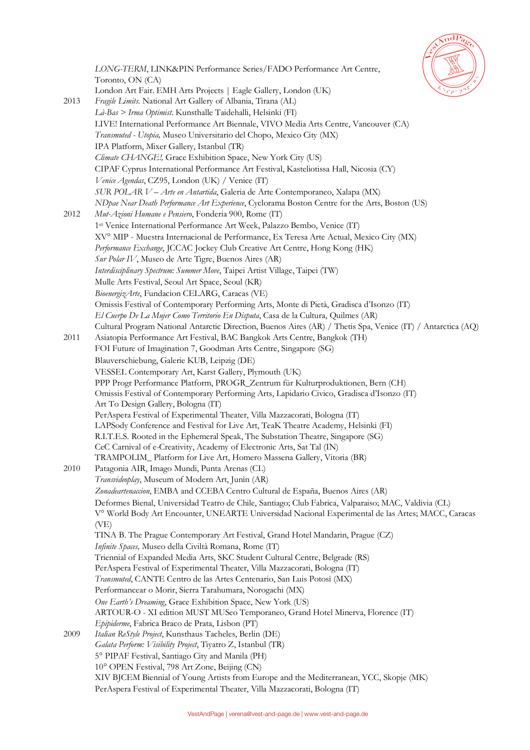*LONG-TERM*, LINK&PIN Performance Series/FADO Performance Art Centre, Toronto, ON (CA)
London Art Fair. EMH Arts Projects | Eagle Gallery, London (UK)

2013
*Fragile Limits*. National Art Gallery of Albania, Tirana (AL)
*Là-Bas > Irma Optimist*. Kunsthalle Taidehalli, Helsinki (FI)
LIVE! International Performance Art Biennale, VIVO Media Arts Centre, Vancouver (CA)
*Transmuted - Utopia,* Museo Universitario del Chopo, Mexico City (MX)
IPA Platform, Mixer Gallery, Istanbul (TR)
*Climate CHANGE!,* Grace Exhibition Space, New York City (US)
CIPAF Cyprus International Performance Art Festival, Kasteliotissa Hall, Nicosia (CY)
*Venice Agendas*, CZ95, London (UK) / Venice (IT)
*SUR POLAR V – Arte en Antartida*, Galeria de Arte Contemporaneo, Xalapa (MX)
*NDpae Near Death Performance Art Experience*, Cyclorama Boston Centre for the Arts, Boston (US)

2012
*Mut-Azioni Humane e Pensiero*, Fonderia 900, Rome (IT)
1st Venice International Performance Art Week, Palazzo Bembo, Venice (IT)
XV° MIP - Muestra Internacional de Performance, Ex Teresa Arte Actual, Mexico City (MX)
*Performance Exchange*, JCCAC Jockey Club Creative Art Centre, Hong Kong (HK)
*Sur Polar IV*, Museo de Arte Tigre, Buenos Aires (AR)
*Interdisciplinary Spectrum: Summer Move*, Taipei Artist Village, Taipei (TW)
Mulle Arts Festival, Seoul Art Space, Seoul (KR)
*BioenergizArte*, Fundacion CELARG, Caracas (VE)
Omissis Festival of Contemporary Performing Arts, Monte di Pietà, Gradisca d'Isonzo (IT)
*El Cuerpo De La Mujer Como Territorio En Disputa*, Casa de la Cultura, Quilmes (AR)
Cultural Program National Antarctic Direction, Buenos Aires (AR) / Thetis Spa, Venice (IT) / Antarctica (AQ)

2011
Asiatopia Performance Art Festival, BAC Bangkok Arts Centre, Bangkok (TH)
FOI Future of Imagination 7, Goodman Arts Centre, Singapore (SG)
Blauverschiebung, Galerie KUB, Leipzig (DE)
VESSEL Contemporary Art, Karst Gallery, Plymouth (UK)
PPP Progr Performance Platform, PROGR_Zentrum für Kulturproduktionen, Bern (CH)
Omissis Festival of Contemporary Performing Arts, Lapidario Civico, Gradisca d'Isonzo (IT)
Art To Design Gallery, Bologna (IT)
PerAspera Festival of Experimental Theater, Villa Mazzacorati, Bologna (IT)
LAPSody Conference and Festival for Live Art, TeaK Theatre Academy, Helsinki (FI)
R.I.T.E.S. Rooted in the Ephemeral Speak, The Substation Theatre, Singapore (SG)
CeC Carnival of e-Creativity, Academy of Electronic Arts, Sat Tal (IN)
TRAMPOLIM_ Platform for Live Art, Homero Massena Gallery, Vitoria (BR)

2010
Patagonia AIR, Imago Mundi, Punta Arenas (CL)
*Transvideoplay*, Museum of Modern Art, Junìn (AR)
*Zonadeartenaccion*, EMBA and CCEBA Centro Cultural de España, Buenos Aires (AR)
Deformes Bienal, Universidad Teatro de Chile, Santiago; Club Fabrica, Valparaiso; MAC, Valdivia (CL)
V° World Body Art Encounter, UNEARTE Universidad Nacional Experimental de las Artes; MACC, Caracas (VE)
TINA B. The Prague Contemporary Art Festival, Grand Hotel Mandarin, Prague (CZ)
*Infinite Spaces,* Museo della Civiltà Romana, Rome (IT)
Triennial of Expanded Media Arts, SKC Student Cultural Centre, Belgrade (RS)
PerAspera Festival of Experimental Theater, Villa Mazzacorati, Bologna (IT)
*Transmuted*, CANTE Centro de las Artes Centenario, San Luis Potosì (MX)
Performancear o Morir, Sierra Tarahumara, Norogachi (MX)
*One Earth's Dreaming*, Grace Exhibition Space, New York (US)
ARTOUR-O - XI edition MUST MUSeo Temporaneo, Grand Hotel Minerva, Florence (IT)
*Epipiderme*, Fabrica Braco de Prata, Lisbon (PT)

2009
*Italian ReStyle Project*, Kunsthaus Tacheles, Berlin (DE)
*Galata Perform: Visibility Project*, Tiyatro Z, Istanbul (TR)
5° PIPAF Festival, Santiago City and Manila (PH)
10° OPEN Festival, 798 Art Zone, Beijing (CN)
XIV BJCEM Biennial of Young Artists from Europe and the Mediterranean, YCC, Skopje (MK)
PerAspera Festival of Experimental Theater, Villa Mazzacorati, Bologna (IT)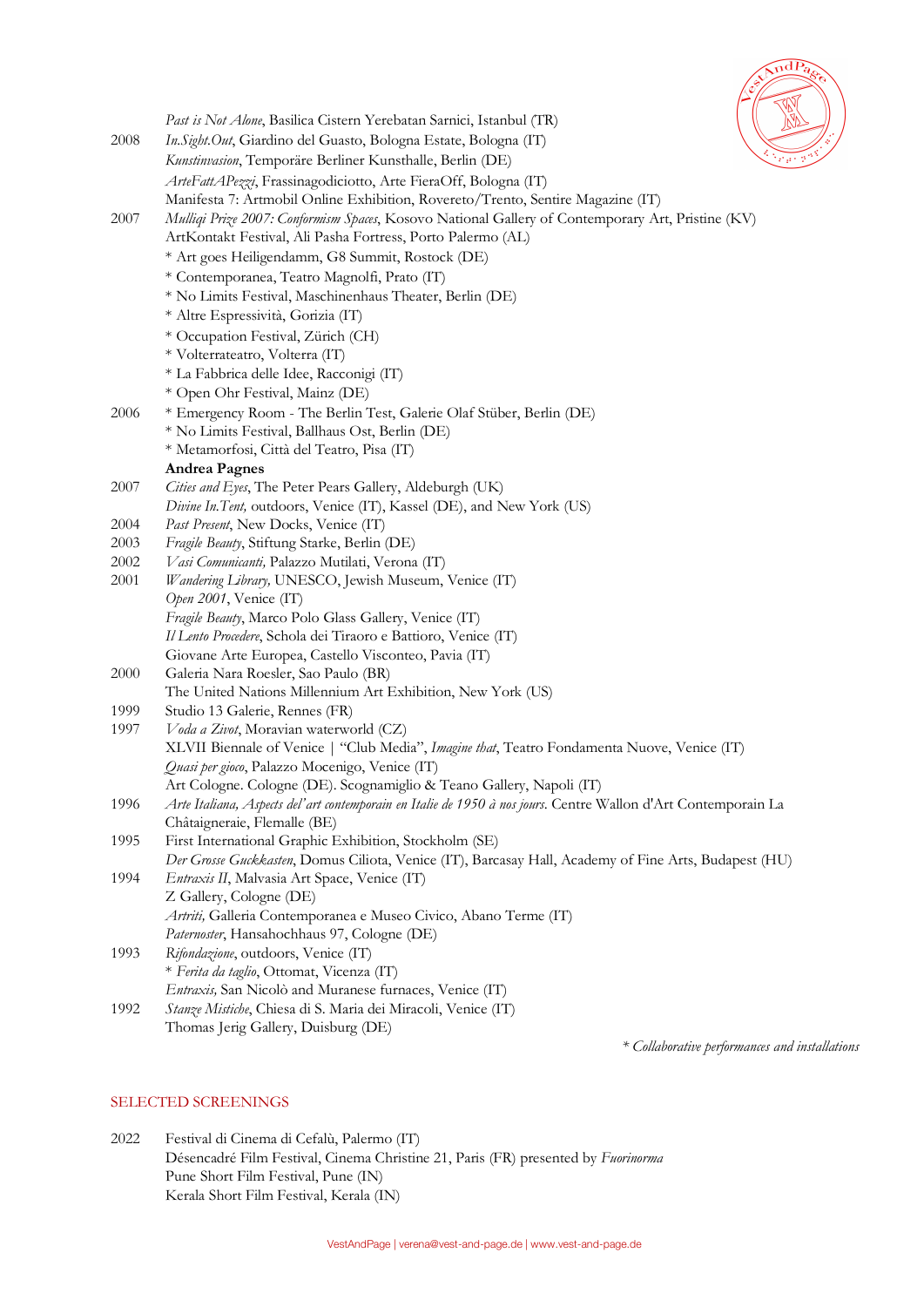| | |
|---|---|
| | *Past is Not Alone*, Basilica Cistern Yerebatan Sarnici, Istanbul (TR) |
| 2008 | *In.Sight.Out*, Giardino del Guasto, Bologna Estate, Bologna (IT) |
| | *Kunstinvasion*, Temporäre Berliner Kunsthalle, Berlin (DE) |
| | *ArteFattAPezzi*, Frassinagodiciotto, Arte FieraOff, Bologna (IT) |
| | Manifesta 7: Artmobil Online Exhibition, Rovereto/Trento, Sentire Magazine (IT) |
| 2007 | *Mulliqi Prize 2007: Conformism Spaces*, Kosovo National Gallery of Contemporary Art, Pristine (KV) |
| | ArtKontakt Festival, Ali Pasha Fortress, Porto Palermo (AL) |
| | * Art goes Heiligendamm, G8 Summit, Rostock (DE) |
| | * Contemporanea, Teatro Magnolfi, Prato (IT) |
| | * No Limits Festival, Maschinenhaus Theater, Berlin (DE) |
| | * Altre Espressività, Gorizia (IT) |
| | * Occupation Festival, Zürich (CH) |
| | * Volterrateatro, Volterra (IT) |
| | * La Fabbrica delle Idee, Racconigi (IT) |
| | * Open Ohr Festival, Mainz (DE) |
| 2006 | * Emergency Room - The Berlin Test, Galerie Olaf Stüber, Berlin (DE) |
| | * No Limits Festival, Ballhaus Ost, Berlin (DE) |
| | * Metamorfosi, Città del Teatro, Pisa (IT) |
| | **Andrea Pagnes** |
| 2007 | *Cities and Eyes*, The Peter Pears Gallery, Aldeburgh (UK) |
| | *Divine In.Tent,* outdoors, Venice (IT), Kassel (DE), and New York (US) |
| 2004 | *Past Present*, New Docks, Venice (IT) |
| 2003 | *Fragile Beauty*, Stiftung Starke, Berlin (DE) |
| 2002 | *Vasi Comunicanti,* Palazzo Mutilati, Verona (IT) |
| 2001 | *Wandering Library,* UNESCO, Jewish Museum, Venice (IT) |
| | *Open 2001*, Venice (IT) |
| | *Fragile Beauty*, Marco Polo Glass Gallery, Venice (IT) |
| | *Il Lento Procedere*, Schola dei Tiraoro e Battioro, Venice (IT) |
| | Giovane Arte Europea, Castello Visconteo, Pavia (IT) |
| 2000 | Galeria Nara Roesler, Sao Paulo (BR) |
| | The United Nations Millennium Art Exhibition, New York (US) |
| 1999 | Studio 13 Galerie, Rennes (FR) |
| 1997 | *Voda a Zivot*, Moravian waterworld (CZ) |
| | XLVII Biennale of Venice \| "Club Media", *Imagine that*, Teatro Fondamenta Nuove, Venice (IT) |
| | *Quasi per gioco*, Palazzo Mocenigo, Venice (IT) |
| | Art Cologne. Cologne (DE). Scognamiglio & Teano Gallery, Napoli (IT) |
| 1996 | *Arte Italiana, Aspects del'art contemporain en Italie de 1950 à nos jours*. Centre Wallon d'Art Contemporain La Châtaigneraie, Flemalle (BE) |
| 1995 | First International Graphic Exhibition, Stockholm (SE) |
| | *Der Grosse Guckkasten*, Domus Ciliota, Venice (IT), Barcasay Hall, Academy of Fine Arts, Budapest (HU) |
| 1994 | *Entraxis II*, Malvasia Art Space, Venice (IT) |
| | Z Gallery, Cologne (DE) |
| | *Artriti,* Galleria Contemporanea e Museo Civico, Abano Terme (IT) |
| | *Paternoster*, Hansahochhaus 97, Cologne (DE) |
| 1993 | *Rifondazione*, outdoors, Venice (IT) |
| | * *Ferita da taglio*, Ottomat, Vicenza (IT) |
| | *Entraxis,* San Nicolò and Muranese furnaces, Venice (IT) |
| 1992 | *Stanze Mistiche*, Chiesa di S. Maria dei Miracoli, Venice (IT) |
| | Thomas Jerig Gallery, Duisburg (DE) |

*\* Collaborative performances and installations*

## SELECTED SCREENINGS

| | |
|---|---|
| 2022 | Festival di Cinema di Cefalù, Palermo (IT) |
| | Désencadré Film Festival, Cinema Christine 21, Paris (FR) presented by *Fuorinorma* |
| | Pune Short Film Festival, Pune (IN) |
| | Kerala Short Film Festival, Kerala (IN) |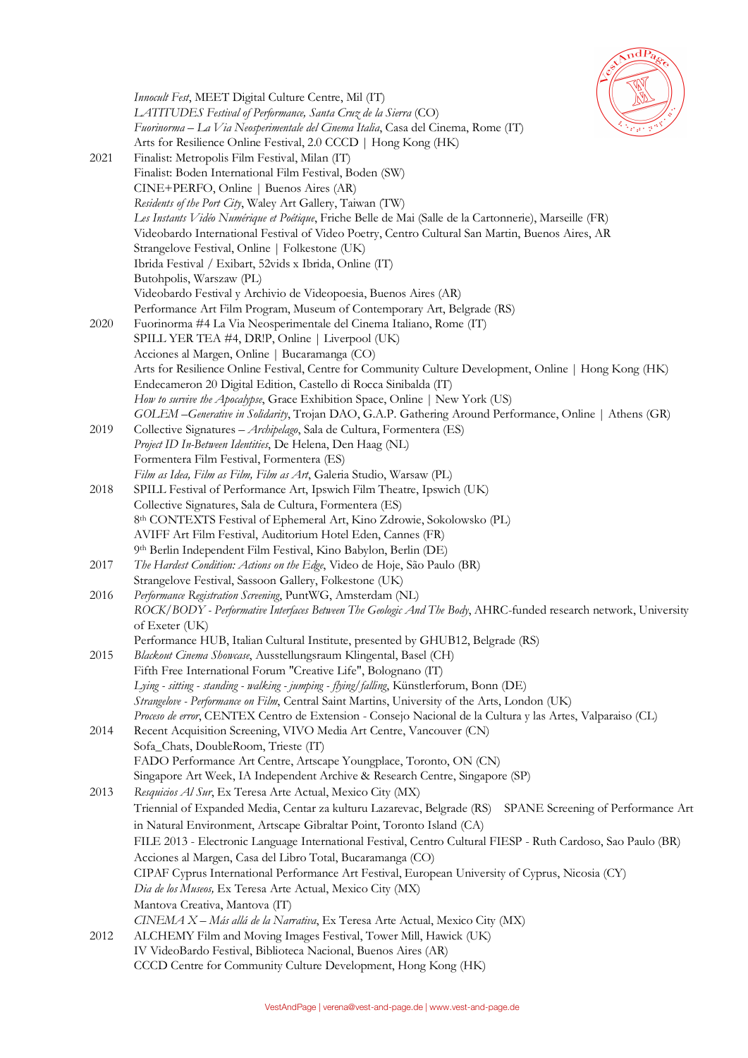*Innocult Fest*, MEET Digital Culture Centre, Mil (IT)
*LATITUDES Festival of Performance, Santa Cruz de la Sierra* (CO)
*Fuorinorma – La Via Neosperimentale del Cinema Italia*, Casa del Cinema, Rome (IT)
Arts for Resilience Online Festival, 2.0 CCCD | Hong Kong (HK)

2021 Finalist: Metropolis Film Festival, Milan (IT)
Finalist: Boden International Film Festival, Boden (SW)
CINE+PERFO, Online | Buenos Aires (AR)
*Residents of the Port City*, Waley Art Gallery, Taiwan (TW)
*Les Instants Vidéo Numérique et Poétique*, Friche Belle de Mai (Salle de la Cartonnerie), Marseille (FR)
Videobardo International Festival of Video Poetry, Centro Cultural San Martin, Buenos Aires, AR
Strangelove Festival, Online | Folkestone (UK)
Ibrida Festival / Exibart, 52vids x Ibrida, Online (IT)
Butohpolis, Warszaw (PL)
Videobardo Festival y Archivio de Videopoesia, Buenos Aires (AR)
Performance Art Film Program, Museum of Contemporary Art, Belgrade (RS)

2020 Fuorinorma #4 La Via Neosperimentale del Cinema Italiano, Rome (IT)
SPILL YER TEA #4, DR!P, Online | Liverpool (UK)
Acciones al Margen, Online | Bucaramanga (CO)
Arts for Resilience Online Festival, Centre for Community Culture Development, Online | Hong Kong (HK)
Endecameron 20 Digital Edition, Castello di Rocca Sinibalda (IT)
*How to survive the Apocalypse*, Grace Exhibition Space, Online | New York (US)
*GOLEM –Generative in Solidarity*, Trojan DAO, G.A.P. Gathering Around Performance, Online | Athens (GR)

2019 Collective Signatures – *Archipelago*, Sala de Cultura, Formentera (ES)
*Project ID In-Between Identities*, De Helena, Den Haag (NL)
Formentera Film Festival, Formentera (ES)
*Film as Idea, Film as Film, Film as Art*, Galeria Studio, Warsaw (PL)

2018 SPILL Festival of Performance Art, Ipswich Film Theatre, Ipswich (UK)
Collective Signatures, Sala de Cultura, Formentera (ES)
8th CONTEXTS Festival of Ephemeral Art, Kino Zdrowie, Sokolowsko (PL)
AVIFF Art Film Festival, Auditorium Hotel Eden, Cannes (FR)
9th Berlin Independent Film Festival, Kino Babylon, Berlin (DE)

2017 *The Hardest Condition: Actions on the Edge*, Video de Hoje, São Paulo (BR)
Strangelove Festival, Sassoon Gallery, Folkestone (UK)

2016 *Performance Registration Screening*, PuntWG, Amsterdam (NL)
*ROCK/BODY - Performative Interfaces Between The Geologic And The Body*, AHRC-funded research network, University of Exeter (UK)
Performance HUB, Italian Cultural Institute, presented by GHUB12, Belgrade (RS)

2015 *Blackout Cinema Showcase*, Ausstellungsraum Klingental, Basel (CH)
Fifth Free International Forum "Creative Life", Bolognano (IT)
*Lying - sitting - standing - walking - jumping - flying/falling*, Künstlerforum, Bonn (DE)
*Strangelove - Performance on Film*, Central Saint Martins, University of the Arts, London (UK)
*Proceso de error*, CENTEX Centro de Extension - Consejo Nacional de la Cultura y las Artes, Valparaiso (CL)

2014 Recent Acquisition Screening, VIVO Media Art Centre, Vancouver (CN)
Sofa_Chats, DoubleRoom, Trieste (IT)
FADO Performance Art Centre, Artscape Youngplace, Toronto, ON (CN)
Singapore Art Week, IA Independent Archive & Research Centre, Singapore (SP)

2013 *Resquicios Al Sur*, Ex Teresa Arte Actual, Mexico City (MX)
Triennial of Expanded Media, Centar za kulturu Lazarevac, Belgrade (RS)
SPANE Screening of Performance Art in Natural Environment, Artscape Gibraltar Point, Toronto Island (CA)
FILE 2013 - Electronic Language International Festival, Centro Cultural FIESP - Ruth Cardoso, Sao Paulo (BR)
Acciones al Margen, Casa del Libro Total, Bucaramanga (CO)
CIPAF Cyprus International Performance Art Festival, European University of Cyprus, Nicosia (CY)
*Dia de los Museos,* Ex Teresa Arte Actual, Mexico City (MX)
Mantova Creativa, Mantova (IT)
*CINEMA X – Más allá de la Narrativa*, Ex Teresa Arte Actual, Mexico City (MX)

2012 ALCHEMY Film and Moving Images Festival, Tower Mill, Hawick (UK)
IV VideoBardo Festival, Biblioteca Nacional, Buenos Aires (AR)
CCCD Centre for Community Culture Development, Hong Kong (HK)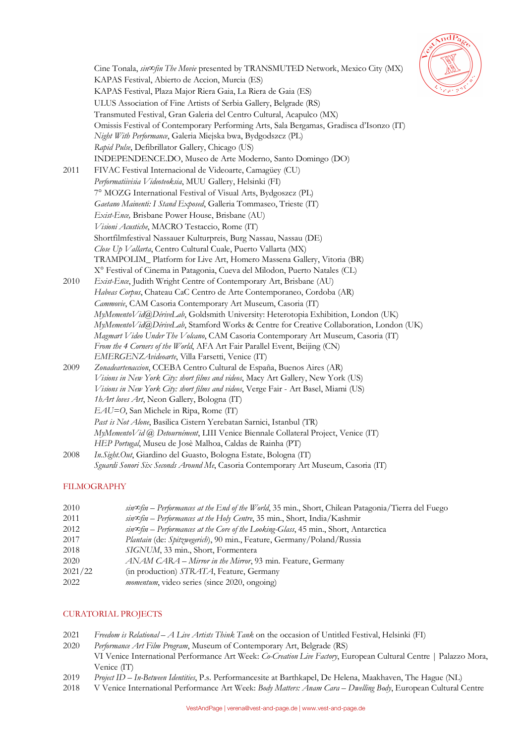Cine Tonala, *sin∞fin The Movie* presented by TRANSMUTED Network, Mexico City (MX)
KAPAS Festival, Abierto de Accion, Murcia (ES)
KAPAS Festival, Plaza Major Riera Gaia, La Riera de Gaia (ES)
ULUS Association of Fine Artists of Serbia Gallery, Belgrade (RS)
Transmuted Festival, Gran Galeria del Centro Cultural, Acapulco (MX)
Omissis Festival of Contemporary Performing Arts, Sala Bergamas, Gradisca d'Isonzo (IT)
*Night With Performance*, Galeria Miejska bwa, Bydgodszcz (PL)
*Rapid Pulse*, Defibrillator Gallery, Chicago (US)
INDEPENDENCE.DO, Museo de Arte Moderno, Santo Domingo (DO)

2011 FIVAC Festival Internacional de Videoarte, Camagüey (CU)
*Performatiivisia Videoteoksia*, MUU Gallery, Helsinki (FI)
7° MOZG International Festival of Visual Arts, Bydgoszcz (PL)
*Gaetano Mainenti: I Stand Exposed*, Galleria Tommaseo, Trieste (IT)
*Exist-Ence,* Brisbane Power House, Brisbane (AU)
*Visioni Acustiche*, MACRO Testaccio, Rome (IT)
Shortfilmfestival Nassauer Kulturpreis, Burg Nassau, Nassau (DE)
*Close Up Vallarta*, Centro Cultural Cuale, Puerto Vallarta (MX)
TRAMPOLIM_ Platform for Live Art, Homero Massena Gallery, Vitoria (BR)
X° Festival of Cinema in Patagonia, Cueva del Milodon, Puerto Natales (CL)

2010 *Exist-Ence*, Judith Wright Centre of Contemporary Art, Brisbane (AU)
*Habeas Corpus*, Chateau CaC Centro de Arte Contemporaneo, Cordoba (AR)
*Cammovie*, CAM Casoria Contemporary Art Museum, Casoria (IT)
*MyMementoVid@DériveLab*, Goldsmith University: Heterotopia Exhibition, London (UK)
*MyMementoVid@DériveLab*, Stamford Works & Centre for Creative Collaboration, London (UK)
*Magmart Video Under The Volcano*, CAM Casoria Contemporary Art Museum, Casoria (IT)
*From the 4 Corners of the World*, AFA Art Fair Parallel Event, Beijing (CN)
*EMERGENZAvideoarte*, Villa Farsetti, Venice (IT)

2009 *Zonadeartenaccion*, CCEBA Centro Cultural de España, Buenos Aires (AR)
*Visions in New York City: short films and videos*, Macy Art Gallery, New York (US)
*Visions in New York City: short films and videos*, Verge Fair - Art Basel, Miami (US)
*1hArt loves Art*, Neon Gallery, Bologna (IT)
*EAU=O*, San Michele in Ripa, Rome (IT)
*Past is Not Alone*, Basilica Cistern Yerebatan Sarnici, Istanbul (TR)
*MyMementoVid @ Detournément*, LIII Venice Biennale Collateral Project, Venice (IT)
*HEP Portugal*, Museu de Josè Malhoa, Caldas de Rainha (PT)

2008 *In.Sight.Out*, Giardino del Guasto, Bologna Estate, Bologna (IT)
*Sguardi Sonori Six Seconds Around Me*, Casoria Contemporary Art Museum, Casoria (IT)

## FILMOGRAPHY

2010 *sin∞fin – Performances at the End of the World*, 35 min., Short, Chilean Patagonia/Tierra del Fuego
2011 *sin∞fin – Performances at the Holy Centre*, 35 min., Short, India/Kashmir
2012 *sin∞fin – Performances at the Core of the Looking-Glass*, 45 min., Short, Antarctica
2017 *Plantain* (de: *Spitzwegerich*), 90 min., Feature, Germany/Poland/Russia
2018 *SIGNUM*, 33 min., Short, Formentera
2020 *ANAM CARA – Mirror in the Mirror*, 93 min. Feature, Germany
2021/22 (in production) *STRATA*, Feature, Germany
2022 *momentum*, video series (since 2020, ongoing)

## CURATORIAL PROJECTS

2021 *Freedom is Relational – A Live Artists Think Tank* on the occasion of Untitled Festival, Helsinki (FI)
2020 *Performance Art Film Program*, Museum of Contemporary Art, Belgrade (RS)
VI Venice International Performance Art Week: *Co-Creation Live Factory*, European Cultural Centre | Palazzo Mora, Venice (IT)
2019 *Project ID – In-Between Identities*, P.s. Performancesite at Barthkapel, De Helena, Maakhaven, The Hague (NL)
2018 V Venice International Performance Art Week: *Body Matters: Anam Cara – Dwelling Body*, European Cultural Centre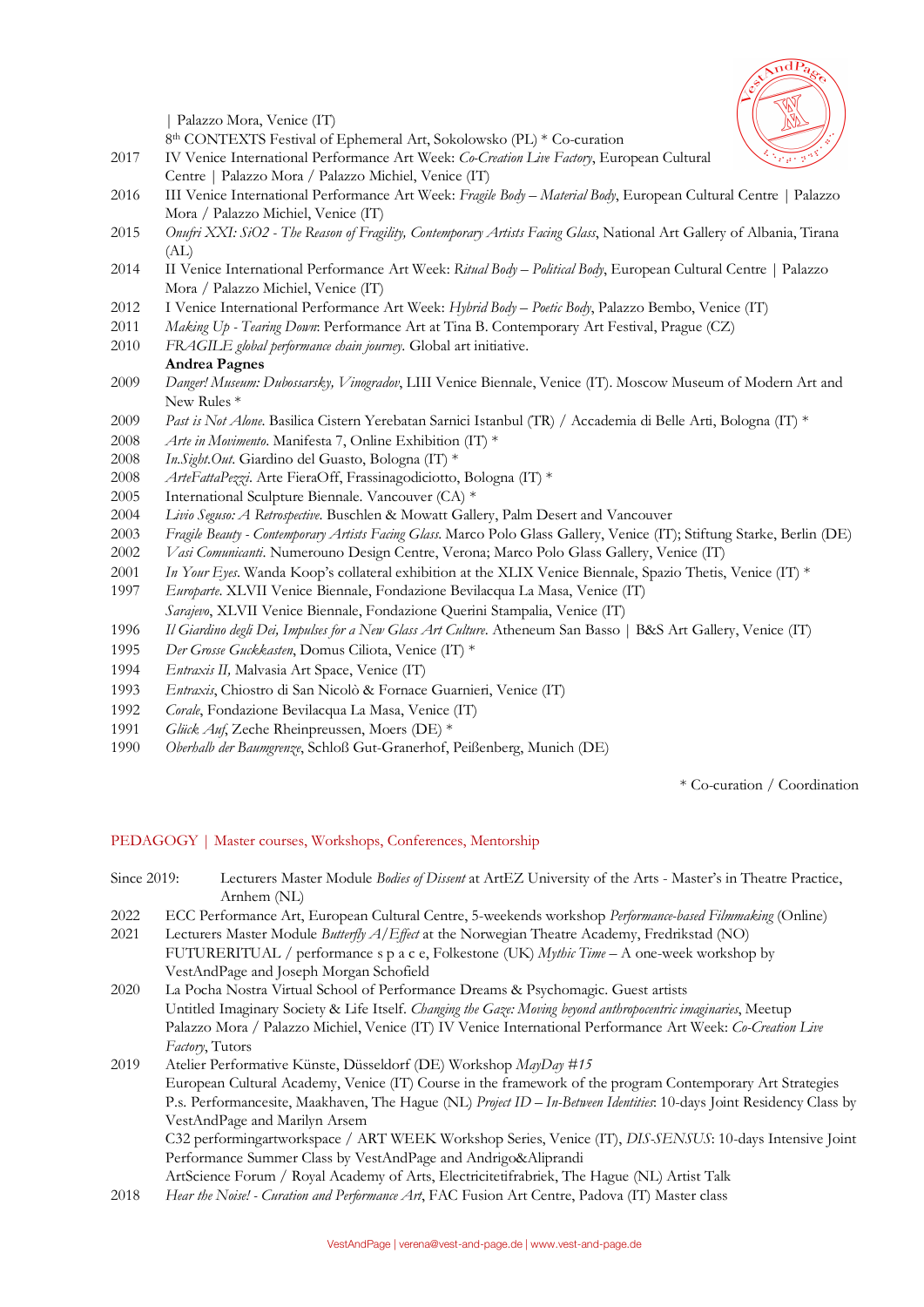| Palazzo Mora, Venice (IT)
8th CONTEXTS Festival of Ephemeral Art, Sokolowsko (PL) * Co-curation

2017 IV Venice International Performance Art Week: *Co-Creation Live Factory*, European Cultural Centre | Palazzo Mora / Palazzo Michiel, Venice (IT)

2016 III Venice International Performance Art Week: *Fragile Body – Material Body*, European Cultural Centre | Palazzo Mora / Palazzo Michiel, Venice (IT)

2015 *Onufri XXI: SiO2 - The Reason of Fragility, Contemporary Artists Facing Glass*, National Art Gallery of Albania, Tirana (AL)

2014 II Venice International Performance Art Week: *Ritual Body – Political Body*, European Cultural Centre | Palazzo Mora / Palazzo Michiel, Venice (IT)

2012 I Venice International Performance Art Week: *Hybrid Body – Poetic Body*, Palazzo Bembo, Venice (IT)

2011 *Making Up - Tearing Down*: Performance Art at Tina B. Contemporary Art Festival, Prague (CZ)

2010 *FRAGILE global performance chain journey*. Global art initiative.

**Andrea Pagnes**

2009 *Danger! Museum: Dubossarsky, Vinogradov*, LIII Venice Biennale, Venice (IT). Moscow Museum of Modern Art and New Rules *

2009 *Past is Not Alone*. Basilica Cistern Yerebatan Sarnici Istanbul (TR) / Accademia di Belle Arti, Bologna (IT) *

2008 *Arte in Movimento*. Manifesta 7, Online Exhibition (IT) *

2008 *In.Sight.Out*. Giardino del Guasto, Bologna (IT) *

2008 *ArteFattaPezzi*. Arte FieraOff, Frassinagodiciotto, Bologna (IT) *

2005 International Sculpture Biennale. Vancouver (CA) *

2004 *Livio Seguso: A Retrospective*. Buschlen & Mowatt Gallery, Palm Desert and Vancouver

2003 *Fragile Beauty - Contemporary Artists Facing Glass*. Marco Polo Glass Gallery, Venice (IT); Stiftung Starke, Berlin (DE)

2002 *Vasi Comunicanti*. Numerouno Design Centre, Verona; Marco Polo Glass Gallery, Venice (IT)

2001 *In Your Eyes*. Wanda Koop's collateral exhibition at the XLIX Venice Biennale, Spazio Thetis, Venice (IT) *

1997 *Europarte*. XLVII Venice Biennale, Fondazione Bevilacqua La Masa, Venice (IT)
*Sarajevo*, XLVII Venice Biennale, Fondazione Querini Stampalia, Venice (IT)

1996 *Il Giardino degli Dei, Impulses for a New Glass Art Culture*. Atheneum San Basso | B&S Art Gallery, Venice (IT)

1995 *Der Grosse Guckkasten*, Domus Ciliota, Venice (IT) *

1994 *Entraxis II,* Malvasia Art Space, Venice (IT)

1993 *Entraxis*, Chiostro di San Nicolò & Fornace Guarnieri, Venice (IT)

1992 *Corale*, Fondazione Bevilacqua La Masa, Venice (IT)

1991 *Glück Auf*, Zeche Rheinpreussen, Moers (DE) *

1990 *Oberhalb der Baumgrenze*, Schloß Gut-Granerhof, Peißenberg, Munich (DE)

\* Co-curation / Coordination

## PEDAGOGY | Master courses, Workshops, Conferences, Mentorship

Since 2019: Lecturers Master Module *Bodies of Dissent* at ArtEZ University of the Arts - Master's in Theatre Practice, Arnhem (NL)

2022 ECC Performance Art, European Cultural Centre, 5-weekends workshop *Performance-based Filmmaking* (Online)

2021 Lecturers Master Module *Butterfly A/Effect* at the Norwegian Theatre Academy, Fredrikstad (NO)
FUTURERITUAL / performance s p a c e, Folkestone (UK) *Mythic Time* – A one-week workshop by VestAndPage and Joseph Morgan Schofield

2020 La Pocha Nostra Virtual School of Performance Dreams & Psychomagic. Guest artists
Untitled Imaginary Society & Life Itself. *Changing the Gaze: Moving beyond anthropocentric imaginaries*, Meetup
Palazzo Mora / Palazzo Michiel, Venice (IT) IV Venice International Performance Art Week: *Co-Creation Live Factory*, Tutors

2019 Atelier Performative Künste, Düsseldorf (DE) Workshop *MayDay #15*
European Cultural Academy, Venice (IT) Course in the framework of the program Contemporary Art Strategies
P.s. Performancesite, Maakhaven, The Hague (NL) *Project ID – In-Between Identities*: 10-days Joint Residency Class by VestAndPage and Marilyn Arsem
C32 performingartworkspace / ART WEEK Workshop Series, Venice (IT), *DIS-SENSUS*: 10-days Intensive Joint Performance Summer Class by VestAndPage and Andrigo&Aliprandi
ArtScience Forum / Royal Academy of Arts, Electricitetifrabriek, The Hague (NL) Artist Talk

2018 *Hear the Noise! - Curation and Performance Art*, FAC Fusion Art Centre, Padova (IT) Master class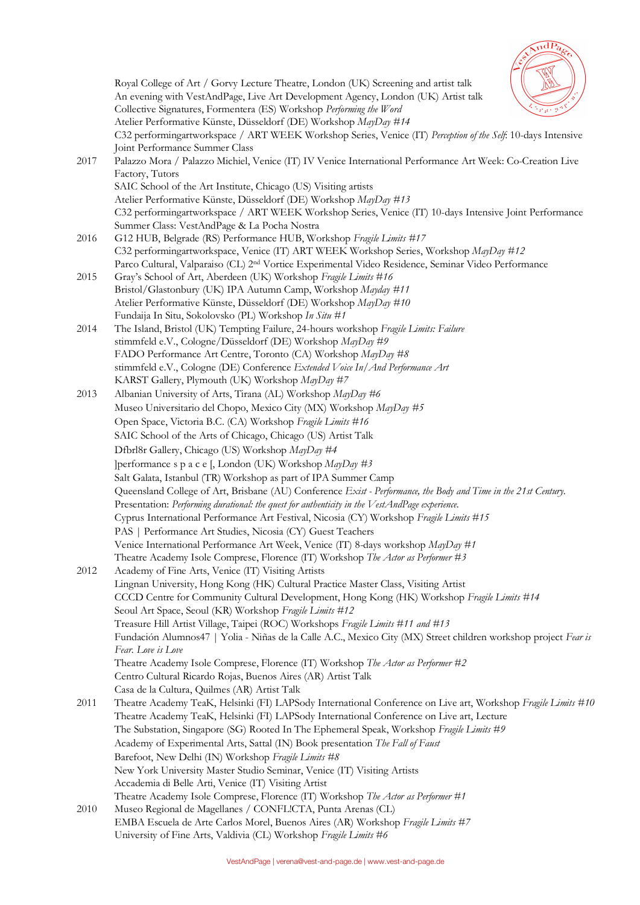Royal College of Art / Gorvy Lecture Theatre, London (UK) Screening and artist talk
An evening with VestAndPage, Live Art Development Agency, London (UK) Artist talk
Collective Signatures, Formentera (ES) Workshop *Performing the Word*
Atelier Performative Künste, Düsseldorf (DE) Workshop *MayDay #14*
C32 performingartworkspace / ART WEEK Workshop Series, Venice (IT) *Perception of the Self*: 10-days Intensive Joint Performance Summer Class

2017 Palazzo Mora / Palazzo Michiel, Venice (IT) IV Venice International Performance Art Week: Co-Creation Live Factory, Tutors
SAIC School of the Art Institute, Chicago (US) Visiting artists
Atelier Performative Künste, Düsseldorf (DE) Workshop *MayDay #13*
C32 performingartworkspace / ART WEEK Workshop Series, Venice (IT) 10-days Intensive Joint Performance Summer Class: VestAndPage & La Pocha Nostra

2016 G12 HUB, Belgrade (RS) Performance HUB, Workshop *Fragile Limits #17*
C32 performingartworkspace, Venice (IT) ART WEEK Workshop Series, Workshop *MayDay #12*
Parco Cultural, Valparaiso (CL) 2nd Vortice Experimental Video Residence, Seminar Video Performance

2015 Gray's School of Art, Aberdeen (UK) Workshop *Fragile Limits #16*
Bristol/Glastonbury (UK) IPA Autumn Camp, Workshop *Mayday #11*
Atelier Performative Künste, Düsseldorf (DE) Workshop *Mayday #10*
Fundaija In Situ, Sokolovsko (PL) Workshop *In Situ #1*

2014 The Island, Bristol (UK) Tempting Failure, 24-hours workshop *Fragile Limits: Failure*
stimmfeld e.V., Cologne/Düsseldorf (DE) Workshop *MayDay #9*
FADO Performance Art Centre, Toronto (CA) Workshop *MayDay #8*
stimmfeld e.V., Cologne (DE) Conference *Extended Voice In/And Performance Art*
KARST Gallery, Plymouth (UK) Workshop *MayDay #7*

2013 Albanian University of Arts, Tirana (AL) Workshop *MayDay #6*
Museo Universitario del Chopo, Mexico City (MX) Workshop *MayDay #5*
Open Space, Victoria B.C. (CA) Workshop *Fragile Limits #16*
SAIC School of the Arts of Chicago, Chicago (US) Artist Talk
Dfbrl8r Gallery, Chicago (US) Workshop *MayDay #4*
]performance s p a c e [, London (UK) Workshop *MayDay #3*
Salt Galata, Istanbul (TR) Workshop as part of IPA Summer Camp
Queensland College of Art, Brisbane (AU) Conference *Exist - Performance, the Body and Time in the 21st Century*. Presentation: *Performing durational: the quest for authenticity in the VestAndPage experience.*
Cyprus International Performance Art Festival, Nicosia (CY) Workshop *Fragile Limits #15*
PAS | Performance Art Studies, Nicosia (CY) Guest Teachers
Venice International Performance Art Week, Venice (IT) 8-days workshop *MayDay #1*
Theatre Academy Isole Comprese, Florence (IT) Workshop *The Actor as Performer #3*

2012 Academy of Fine Arts, Venice (IT) Visiting Artists
Lingnan University, Hong Kong (HK) Cultural Practice Master Class, Visiting Artist
CCCD Centre for Community Cultural Development, Hong Kong (HK) Workshop *Fragile Limits #14*
Seoul Art Space, Seoul (KR) Workshop *Fragile Limits #12*
Treasure Hill Artist Village, Taipei (ROC) Workshops *Fragile Limits #11 and #13*
Fundación Alumnos47 | Yolia - Niñas de la Calle A.C., Mexico City (MX) Street children workshop project *Fear is Fear. Love is Love*
Theatre Academy Isole Comprese, Florence (IT) Workshop *The Actor as Performer #2*
Centro Cultural Ricardo Rojas, Buenos Aires (AR) Artist Talk
Casa de la Cultura, Quilmes (AR) Artist Talk

2011 Theatre Academy TeaK, Helsinki (FI) LAPSody International Conference on Live art, Workshop *Fragile Limits #10*
Theatre Academy TeaK, Helsinki (FI) LAPSody International Conference on Live art, Lecture
The Substation, Singapore (SG) Rooted In The Ephemeral Speak, Workshop *Fragile Limits #9*
Academy of Experimental Arts, Sattal (IN) Book presentation *The Fall of Faust*
Barefoot, New Delhi (IN) Workshop *Fragile Limits #8*
New York University Master Studio Seminar, Venice (IT) Visiting Artists
Accademia di Belle Arti, Venice (IT) Visiting Artist
Theatre Academy Isole Comprese, Florence (IT) Workshop *The Actor as Performer #1*

2010 Museo Regional de Magellanes / CONFL!CTA, Punta Arenas (CL)
EMBA Escuela de Arte Carlos Morel, Buenos Aires (AR) Workshop *Fragile Limits #7*
University of Fine Arts, Valdivia (CL) Workshop *Fragile Limits #6*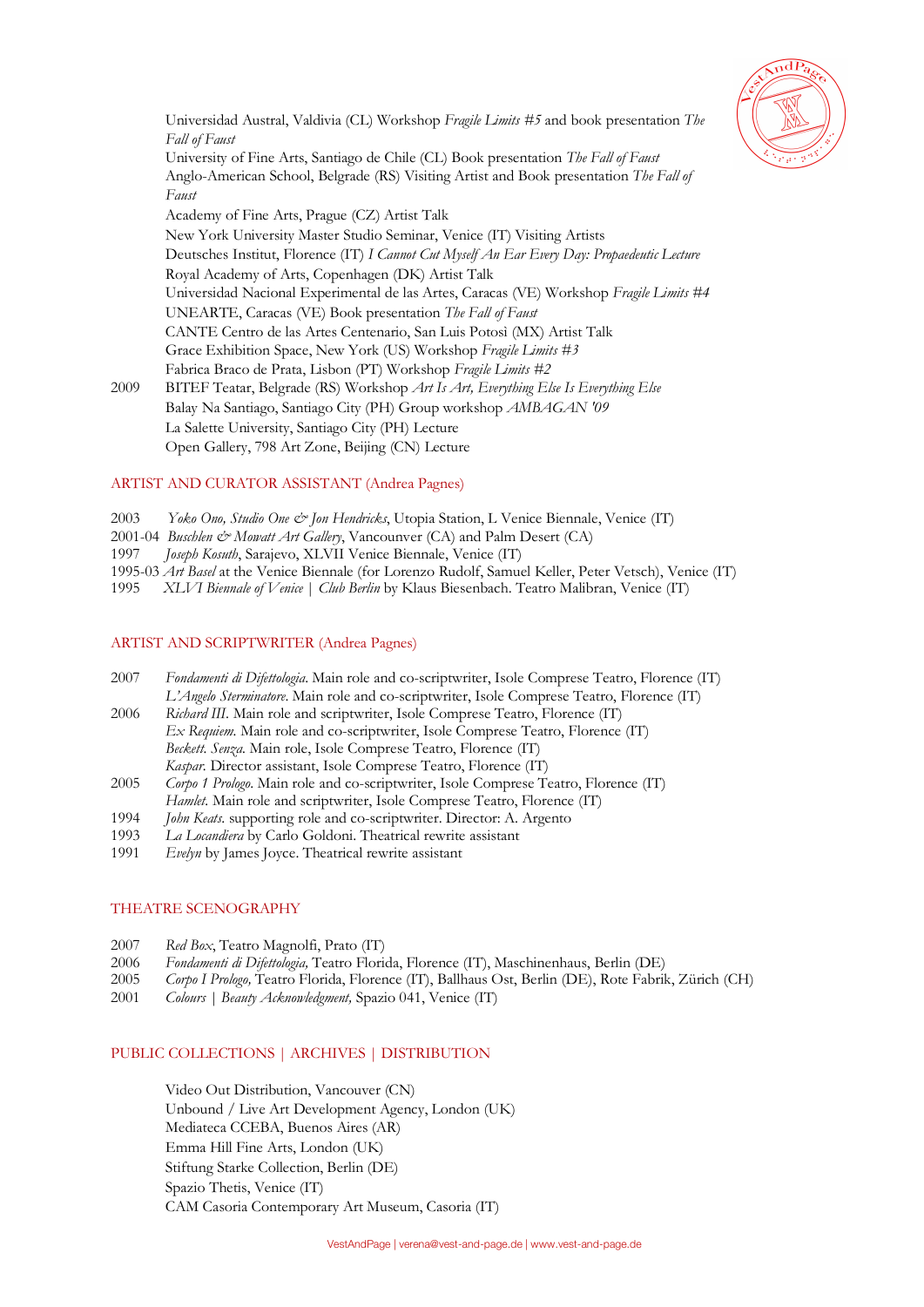Universidad Austral, Valdivia (CL) Workshop *Fragile Limits #5* and book presentation *The Fall of Faust*
University of Fine Arts, Santiago de Chile (CL) Book presentation *The Fall of Faust*
Anglo-American School, Belgrade (RS) Visiting Artist and Book presentation *The Fall of Faust*
Academy of Fine Arts, Prague (CZ) Artist Talk
New York University Master Studio Seminar, Venice (IT) Visiting Artists
Deutsches Institut, Florence (IT) *I Cannot Cut Myself An Ear Every Day: Propaedeutic Lecture*
Royal Academy of Arts, Copenhagen (DK) Artist Talk
Universidad Nacional Experimental de las Artes, Caracas (VE) Workshop *Fragile Limits #4*
UNEARTE, Caracas (VE) Book presentation *The Fall of Faust*
CANTE Centro de las Artes Centenario, San Luis Potosì (MX) Artist Talk
Grace Exhibition Space, New York (US) Workshop *Fragile Limits #3*
Fabrica Braco de Prata, Lisbon (PT) Workshop *Fragile Limits #2*

2009 BITEF Teatar, Belgrade (RS) Workshop *Art Is Art, Everything Else Is Everything Else*
Balay Na Santiago, Santiago City (PH) Group workshop *AMBAGAN '09*
La Salette University, Santiago City (PH) Lecture
Open Gallery, 798 Art Zone, Beijing (CN) Lecture

## ARTIST AND CURATOR ASSISTANT (Andrea Pagnes)

2003 *Yoko Ono, Studio One & Jon Hendricks*, Utopia Station, L Venice Biennale, Venice (IT)
2001-04 *Buschlen & Mowatt Art Gallery*, Vancounver (CA) and Palm Desert (CA)
1997 *Joseph Kosuth*, Sarajevo, XLVII Venice Biennale, Venice (IT)
1995-03 *Art Basel* at the Venice Biennale (for Lorenzo Rudolf, Samuel Keller, Peter Vetsch), Venice (IT)
1995 *XLVI Biennale of Venice | Club Berlin* by Klaus Biesenbach. Teatro Malibran, Venice (IT)

## ARTIST AND SCRIPTWRITER (Andrea Pagnes)

2007 *Fondamenti di Difettologia*. Main role and co-scriptwriter, Isole Comprese Teatro, Florence (IT)
*L'Angelo Sterminatore*. Main role and co-scriptwriter, Isole Comprese Teatro, Florence (IT)
2006 *Richard III*. Main role and scriptwriter, Isole Comprese Teatro, Florence (IT)
*Ex Requiem*. Main role and co-scriptwriter, Isole Comprese Teatro, Florence (IT)
*Beckett. Senza*. Main role, Isole Comprese Teatro, Florence (IT)
*Kaspar*. Director assistant, Isole Comprese Teatro, Florence (IT)
2005 *Corpo 1 Prologo*. Main role and co-scriptwriter, Isole Comprese Teatro, Florence (IT)
*Hamlet*. Main role and scriptwriter, Isole Comprese Teatro, Florence (IT)
1994 *John Keats*. supporting role and co-scriptwriter. Director: A. Argento
1993 *La Locandiera* by Carlo Goldoni. Theatrical rewrite assistant
1991 *Evelyn* by James Joyce. Theatrical rewrite assistant

## THEATRE SCENOGRAPHY

2007 *Red Box*, Teatro Magnolfi, Prato (IT)
2006 *Fondamenti di Difettologia,* Teatro Florida, Florence (IT), Maschinenhaus, Berlin (DE)
2005 *Corpo I Prologo,* Teatro Florida, Florence (IT), Ballhaus Ost, Berlin (DE), Rote Fabrik, Zürich (CH)
2001 *Colours | Beauty Acknowledgment,* Spazio 041, Venice (IT)

## PUBLIC COLLECTIONS | ARCHIVES | DISTRIBUTION

Video Out Distribution, Vancouver (CN)
Unbound / Live Art Development Agency, London (UK)
Mediateca CCEBA, Buenos Aires (AR)
Emma Hill Fine Arts, London (UK)
Stiftung Starke Collection, Berlin (DE)
Spazio Thetis, Venice (IT)
CAM Casoria Contemporary Art Museum, Casoria (IT)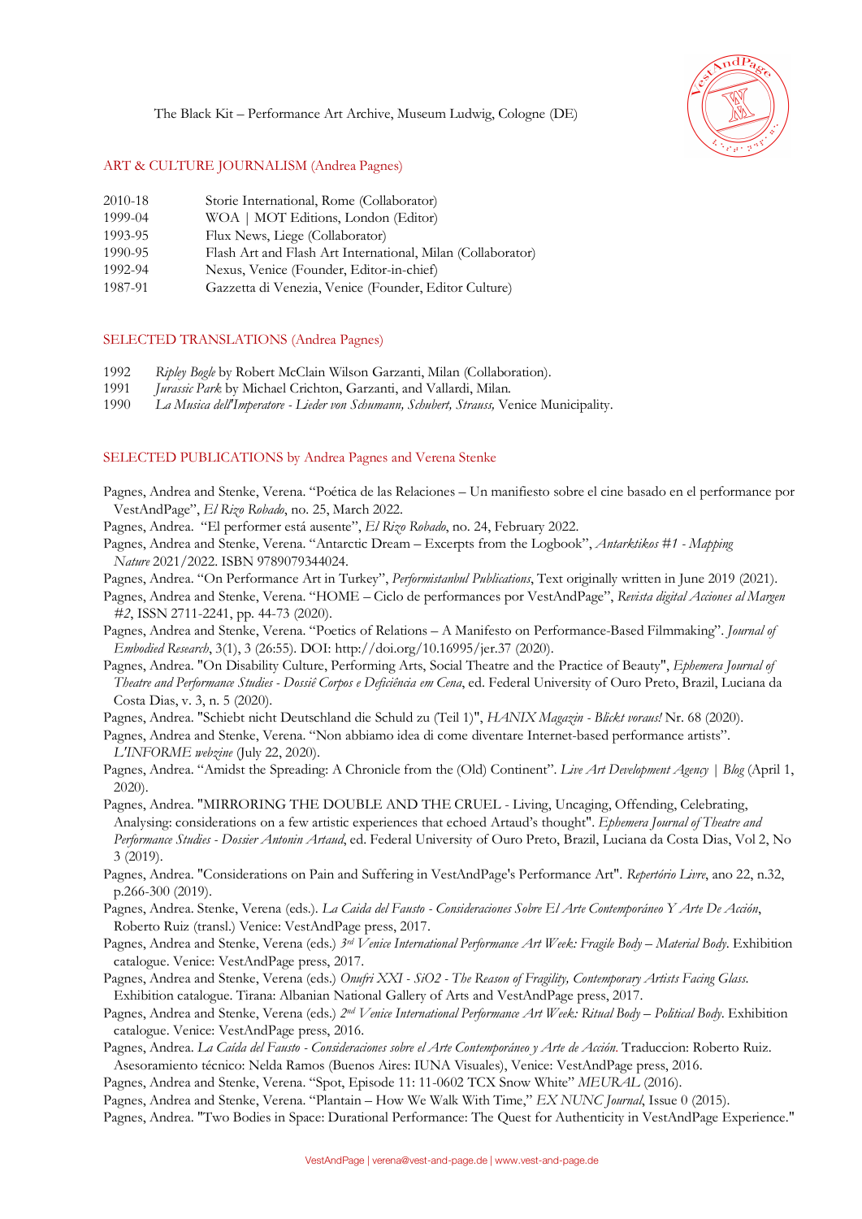The Black Kit – Performance Art Archive, Museum Ludwig, Cologne (DE)

## ART & CULTURE JOURNALISM (Andrea Pagnes)

| | |
|---|---|
| 2010-18 | Storie International, Rome (Collaborator) |
| 1999-04 | WOA \| MOT Editions, London (Editor) |
| 1993-95 | Flux News, Liege (Collaborator) |
| 1990-95 | Flash Art and Flash Art International, Milan (Collaborator) |
| 1992-94 | Nexus, Venice (Founder, Editor-in-chief) |
| 1987-91 | Gazzetta di Venezia, Venice (Founder, Editor Culture) |

## SELECTED TRANSLATIONS (Andrea Pagnes)

1992 *Ripley Bogle* by Robert McClain Wilson Garzanti, Milan (Collaboration).
1991 *Jurassic Park* by Michael Crichton, Garzanti, and Vallardi, Milan.
1990 *La Musica dell'Imperatore - Lieder von Schumann, Schubert, Strauss,* Venice Municipality.

## SELECTED PUBLICATIONS by Andrea Pagnes and Verena Stenke

Pagnes, Andrea and Stenke, Verena. "Poética de las Relaciones – Un manifiesto sobre el cine basado en el performance por VestAndPage", *El Rizo Robado*, no. 25, March 2022.

Pagnes, Andrea. "El performer está ausente", *El Rizo Robado*, no. 24, February 2022.

Pagnes, Andrea and Stenke, Verena. "Antarctic Dream – Excerpts from the Logbook", *Antarktikos #1 - Mapping Nature* 2021/2022. ISBN 9789079344024.

Pagnes, Andrea. "On Performance Art in Turkey", *Performistanbul Publications*, Text originally written in June 2019 (2021).

Pagnes, Andrea and Stenke, Verena. "HOME – Ciclo de performances por VestAndPage", *Revista digital Acciones al Margen #2*, ISSN 2711-2241, pp. 44-73 (2020).

Pagnes, Andrea and Stenke, Verena. "Poetics of Relations – A Manifesto on Performance-Based Filmmaking". *Journal of Embodied Research*, 3(1), 3 (26:55). DOI: http://doi.org/10.16995/jer.37 (2020).

Pagnes, Andrea. "On Disability Culture, Performing Arts, Social Theatre and the Practice of Beauty", *Ephemera Journal of Theatre and Performance Studies - Dossiê Corpos e Deficiência em Cena*, ed. Federal University of Ouro Preto, Brazil, Luciana da Costa Dias, v. 3, n. 5 (2020).

Pagnes, Andrea. "Schiebt nicht Deutschland die Schuld zu (Teil 1)", *HANIX Magazin - Blickt voraus!* Nr. 68 (2020).

Pagnes, Andrea and Stenke, Verena. "Non abbiamo idea di come diventare Internet-based performance artists". *L'INFORME webzine* (July 22, 2020).

Pagnes, Andrea. "Amidst the Spreading: A Chronicle from the (Old) Continent". *Live Art Development Agency | Blog* (April 1, 2020).

Pagnes, Andrea. "MIRRORING THE DOUBLE AND THE CRUEL - Living, Uncaging, Offending, Celebrating, Analysing: considerations on a few artistic experiences that echoed Artaud's thought". *Ephemera Journal of Theatre and Performance Studies - Dossier Antonin Artaud*, ed. Federal University of Ouro Preto, Brazil, Luciana da Costa Dias, Vol 2, No 3 (2019).

Pagnes, Andrea. "Considerations on Pain and Suffering in VestAndPage's Performance Art". *Repertório Livre*, ano 22, n.32, p.266-300 (2019).

Pagnes, Andrea. Stenke, Verena (eds.). *La Caida del Fausto - Consideraciones Sobre El Arte Contemporáneo Y Arte De Acción*, Roberto Ruiz (transl.) Venice: VestAndPage press, 2017.

Pagnes, Andrea and Stenke, Verena (eds.) *3rd Venice International Performance Art Week: Fragile Body – Material Body*. Exhibition catalogue. Venice: VestAndPage press, 2017.

Pagnes, Andrea and Stenke, Verena (eds.) *Onufri XXI - SiO2 - The Reason of Fragility, Contemporary Artists Facing Glass*. Exhibition catalogue. Tirana: Albanian National Gallery of Arts and VestAndPage press, 2017.

Pagnes, Andrea and Stenke, Verena (eds.) *2nd Venice International Performance Art Week: Ritual Body – Political Body*. Exhibition catalogue. Venice: VestAndPage press, 2016.

Pagnes, Andrea. *La Caída del Fausto - Consideraciones sobre el Arte Contemporáneo y Arte de Acción*. Traduccion: Roberto Ruiz. Asesoramiento técnico: Nelda Ramos (Buenos Aires: IUNA Visuales), Venice: VestAndPage press, 2016.

Pagnes, Andrea and Stenke, Verena. "Spot, Episode 11: 11-0602 TCX Snow White" *MEURAL* (2016).

Pagnes, Andrea and Stenke, Verena. "Plantain – How We Walk With Time," *EX NUNC Journal*, Issue 0 (2015).

Pagnes, Andrea. "Two Bodies in Space: Durational Performance: The Quest for Authenticity in VestAndPage Experience."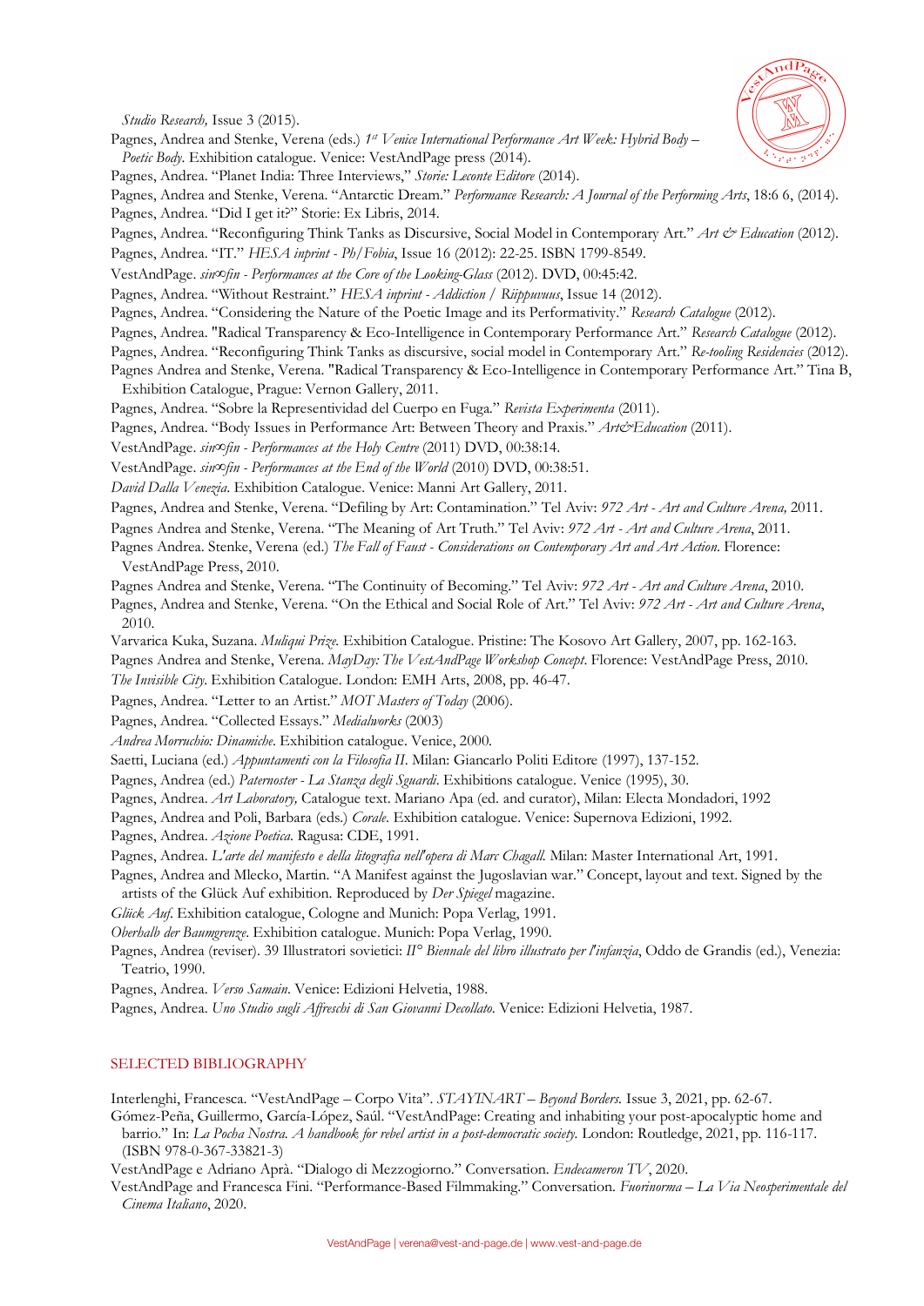*Studio Research,* Issue 3 (2015).

Pagnes, Andrea and Stenke, Verena (eds.) *1st Venice International Performance Art Week: Hybrid Body – Poetic Body*. Exhibition catalogue. Venice: VestAndPage press (2014).

Pagnes, Andrea. "Planet India: Three Interviews," *Storie: Leconte Editore* (2014).

Pagnes, Andrea and Stenke, Verena. "Antarctic Dream." *Performance Research: A Journal of the Performing Arts*, 18:6 6, (2014).

Pagnes, Andrea. "Did I get it?" Storie: Ex Libris, 2014.

Pagnes, Andrea. "Reconfiguring Think Tanks as Discursive, Social Model in Contemporary Art." *Art & Education* (2012).

Pagnes, Andrea. "IT." *HESA inprint - Ph/Fobia*, Issue 16 (2012): 22-25. ISBN 1799-8549.

VestAndPage. *sin∞fin - Performances at the Core of the Looking-Glass* (2012). DVD, 00:45:42.

Pagnes, Andrea. "Without Restraint." *HESA inprint - Addiction / Riippuvuus*, Issue 14 (2012).

Pagnes, Andrea. "Considering the Nature of the Poetic Image and its Performativity." *Research Catalogue* (2012).

Pagnes, Andrea. "Radical Transparency & Eco-Intelligence in Contemporary Performance Art." *Research Catalogue* (2012).

Pagnes, Andrea. "Reconfiguring Think Tanks as discursive, social model in Contemporary Art." *Re-tooling Residencies* (2012).

Pagnes Andrea and Stenke, Verena. "Radical Transparency & Eco-Intelligence in Contemporary Performance Art." Tina B, Exhibition Catalogue, Prague: Vernon Gallery, 2011.

Pagnes, Andrea. "Sobre la Representividad del Cuerpo en Fuga." *Revista Experimenta* (2011).

Pagnes, Andrea. "Body Issues in Performance Art: Between Theory and Praxis." *Art&Education* (2011).

VestAndPage. *sin∞fin - Performances at the Holy Centre* (2011) DVD, 00:38:14.

VestAndPage. *sin∞fin - Performances at the End of the World* (2010) DVD, 00:38:51.

*David Dalla Venezia*. Exhibition Catalogue. Venice: Manni Art Gallery, 2011.

Pagnes, Andrea and Stenke, Verena. "Defiling by Art: Contamination." Tel Aviv: *972 Art - Art and Culture Arena,* 2011.

Pagnes Andrea and Stenke, Verena. "The Meaning of Art Truth." Tel Aviv: *972 Art - Art and Culture Arena*, 2011.

Pagnes Andrea. Stenke, Verena (ed.) *The Fall of Faust - Considerations on Contemporary Art and Art Action*. Florence: VestAndPage Press, 2010.

Pagnes Andrea and Stenke, Verena. "The Continuity of Becoming." Tel Aviv: *972 Art - Art and Culture Arena*, 2010.

Pagnes, Andrea and Stenke, Verena. "On the Ethical and Social Role of Art." Tel Aviv: *972 Art - Art and Culture Arena*, 2010.

Varvarica Kuka, Suzana. *Muliqui Prize*. Exhibition Catalogue. Pristine: The Kosovo Art Gallery, 2007, pp. 162-163.

Pagnes Andrea and Stenke, Verena. *MayDay: The VestAndPage Workshop Concept*. Florence: VestAndPage Press, 2010.

*The Invisible City*. Exhibition Catalogue. London: EMH Arts, 2008, pp. 46-47.

Pagnes, Andrea. "Letter to an Artist." *MOT Masters of Today* (2006).

Pagnes, Andrea. "Collected Essays." *Medialworks* (2003)

*Andrea Morruchio: Dinamiche*. Exhibition catalogue. Venice, 2000.

Saetti, Luciana (ed.) *Appuntamenti con la Filosofia II*. Milan: Giancarlo Politi Editore (1997), 137-152.

Pagnes, Andrea (ed.) *Paternoster - La Stanza degli Sguardi*. Exhibitions catalogue. Venice (1995), 30.

Pagnes, Andrea. *Art Laboratory,* Catalogue text. Mariano Apa (ed. and curator), Milan: Electa Mondadori, 1992

Pagnes, Andrea and Poli, Barbara (eds.) *Corale*. Exhibition catalogue. Venice: Supernova Edizioni, 1992.

Pagnes, Andrea. *Azione Poetica*. Ragusa: CDE, 1991.

Pagnes, Andrea. *L'arte del manifesto e della litografia nell'opera di Marc Chagall*. Milan: Master International Art, 1991.

Pagnes, Andrea and Mlecko, Martin. "A Manifest against the Jugoslavian war." Concept, layout and text. Signed by the artists of the Glück Auf exhibition. Reproduced by *Der Spiegel* magazine.

*Glück Auf*. Exhibition catalogue, Cologne and Munich: Popa Verlag, 1991.

*Oberhalb der Baumgrenze*. Exhibition catalogue. Munich: Popa Verlag, 1990.

Pagnes, Andrea (reviser). 39 Illustratori sovietici: *II° Biennale del libro illustrato per l'infanzia*, Oddo de Grandis (ed.), Venezia: Teatrio, 1990.

Pagnes, Andrea. *Verso Samain*. Venice: Edizioni Helvetia, 1988.

Pagnes, Andrea. *Uno Studio sugli Affreschi di San Giovanni Decollato*. Venice: Edizioni Helvetia, 1987.

## SELECTED BIBLIOGRAPHY

Interlenghi, Francesca. "VestAndPage – Corpo Vita". *STAYINART – Beyond Borders*. Issue 3, 2021, pp. 62-67.

Gómez-Peña, Guillermo, García-López, Saúl. "VestAndPage: Creating and inhabiting your post-apocalyptic home and barrio." In: *La Pocha Nostra. A handbook for rebel artist in a post-democratic society*. London: Routledge, 2021, pp. 116-117. (ISBN 978-0-367-33821-3)

VestAndPage e Adriano Aprà. "Dialogo di Mezzogiorno." Conversation. *Endecameron TV*, 2020.

VestAndPage and Francesca Fini. "Performance-Based Filmmaking." Conversation. *Fuorinorma – La Via Neosperimentale del Cinema Italiano*, 2020.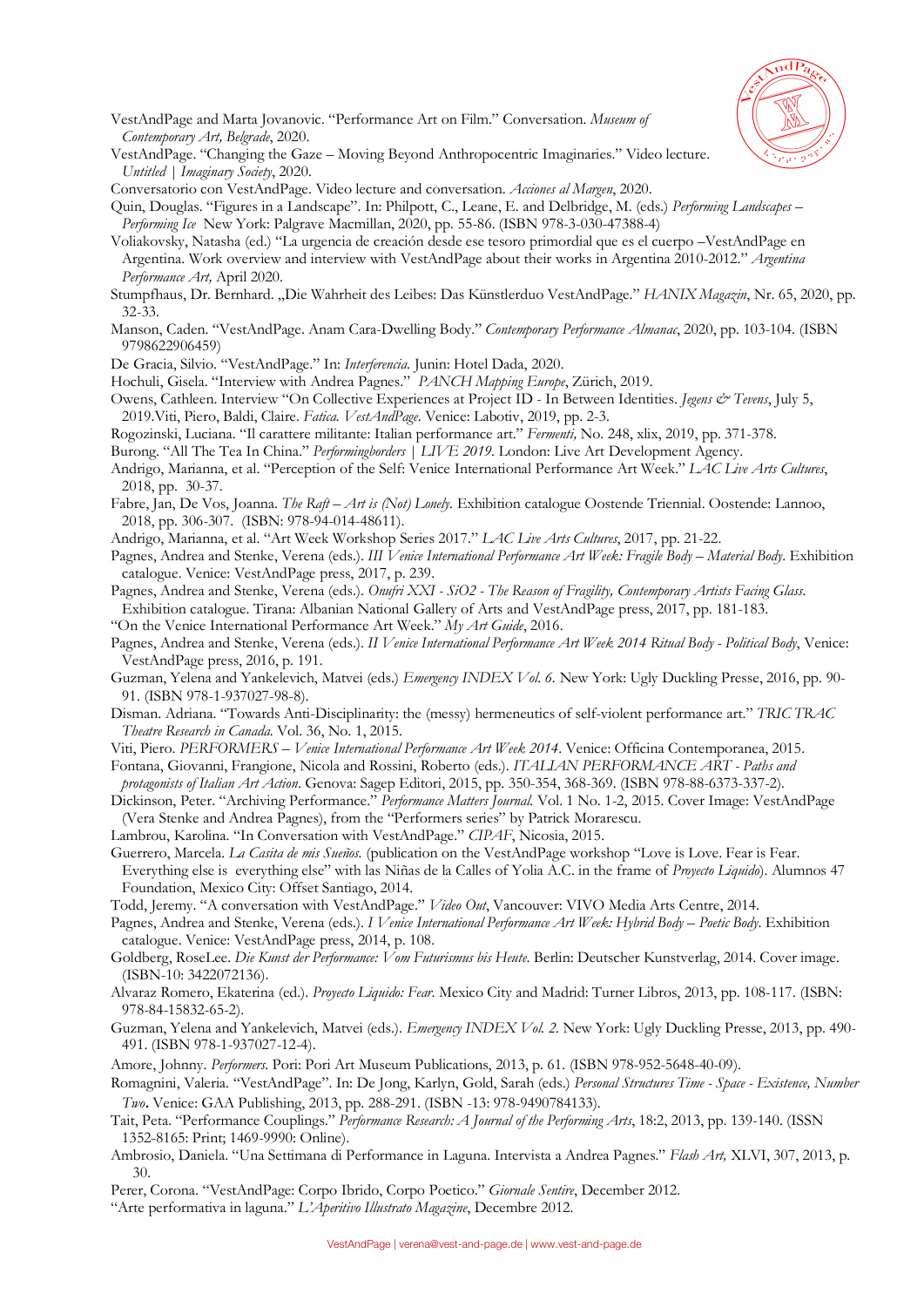VestAndPage and Marta Jovanovic. "Performance Art on Film." Conversation. *Museum of Contemporary Art, Belgrade*, 2020.

VestAndPage. "Changing the Gaze – Moving Beyond Anthropocentric Imaginaries." Video lecture. *Untitled | Imaginary Society*, 2020.

Conversatorio con VestAndPage. Video lecture and conversation. *Acciones al Margen*, 2020.

Quin, Douglas. "Figures in a Landscape". In: Philpott, C., Leane, E. and Delbridge, M. (eds.) *Performing Landscapes – Performing Ice* New York: Palgrave Macmillan, 2020, pp. 55-86. (ISBN 978-3-030-47388-4)

Voliakovsky, Natasha (ed.) "La urgencia de creación desde ese tesoro primordial que es el cuerpo –VestAndPage en Argentina. Work overview and interview with VestAndPage about their works in Argentina 2010-2012." *Argentina Performance Art,* April 2020.

Stumpfhaus, Dr. Bernhard. „Die Wahrheit des Leibes: Das Künstlerduo VestAndPage." *HANIX Magazin*, Nr. 65, 2020, pp. 32-33.

Manson, Caden. "VestAndPage. Anam Cara-Dwelling Body." *Contemporary Performance Almanac*, 2020, pp. 103-104. (ISBN 9798622906459)

De Gracia, Silvio. "VestAndPage." In: *Interferencia*. Junin: Hotel Dada, 2020.

Hochuli, Gisela. "Interview with Andrea Pagnes." *PANCH Mapping Europe*, Zürich, 2019.

Owens, Cathleen. Interview "On Collective Experiences at Project ID - In Between Identities. *Jegens & Tevens*, July 5, 2019.Viti, Piero, Baldi, Claire. *Fatica. VestAndPage*. Venice: Labotiv, 2019, pp. 2-3.

Rogozinski, Luciana. "Il carattere militante: Italian performance art." *Fermenti,* No. 248, xlix, 2019, pp. 371-378.

Burong. "All The Tea In China." *Performingborders | LIVE 2019*. London: Live Art Development Agency.

Andrigo, Marianna, et al. "Perception of the Self: Venice International Performance Art Week." *LAC Live Arts Cultures*, 2018, pp. 30-37.

Fabre, Jan, De Vos, Joanna. *The Raft – Art is (Not) Lonely*. Exhibition catalogue Oostende Triennial. Oostende: Lannoo, 2018, pp. 306-307. (ISBN: 978-94-014-48611).

Andrigo, Marianna, et al. "Art Week Workshop Series 2017." *LAC Live Arts Cultures*, 2017, pp. 21-22.

Pagnes, Andrea and Stenke, Verena (eds.). *III Venice International Performance Art Week: Fragile Body – Material Body*. Exhibition catalogue. Venice: VestAndPage press, 2017, p. 239.

Pagnes, Andrea and Stenke, Verena (eds.). *Onufri XXI - SiO2 - The Reason of Fragility, Contemporary Artists Facing Glass*. Exhibition catalogue. Tirana: Albanian National Gallery of Arts and VestAndPage press, 2017, pp. 181-183.

"On the Venice International Performance Art Week." *My Art Guide*, 2016.

Pagnes, Andrea and Stenke, Verena (eds.). *II Venice International Performance Art Week 2014 Ritual Body - Political Body*, Venice: VestAndPage press, 2016, p. 191.

Guzman, Yelena and Yankelevich, Matvei (eds.) *Emergency INDEX Vol. 6*. New York: Ugly Duckling Presse, 2016, pp. 90-91. (ISBN 978-1-937027-98-8).

Disman. Adriana. "Towards Anti-Disciplinarity: the (messy) hermeneutics of self-violent performance art." *TRIC TRAC Theatre Research in Canada*. Vol. 36, No. 1, 2015.

Viti, Piero. *PERFORMERS – Venice International Performance Art Week 2014*. Venice: Officina Contemporanea, 2015.

Fontana, Giovanni, Frangione, Nicola and Rossini, Roberto (eds.). *ITALIAN PERFORMANCE ART - Paths and protagonists of Italian Art Action*. Genova: Sagep Editori, 2015, pp. 350-354, 368-369. (ISBN 978-88-6373-337-2).

Dickinson, Peter. "Archiving Performance." *Performance Matters Journal*. Vol. 1 No. 1-2, 2015. Cover Image: VestAndPage (Vera Stenke and Andrea Pagnes), from the "Performers series" by Patrick Morarescu.

Lambrou, Karolina. "In Conversation with VestAndPage." *CIPAF*, Nicosia, 2015.

Guerrero, Marcela. *La Casita de mis Sueños*. (publication on the VestAndPage workshop "Love is Love. Fear is Fear. Everything else is everything else" with las Niñas de la Calles of Yolia A.C. in the frame of *Proyecto Liquido*). Alumnos 47 Foundation, Mexico City: Offset Santiago, 2014.

Todd, Jeremy. "A conversation with VestAndPage." *Video Out*, Vancouver: VIVO Media Arts Centre, 2014.

Pagnes, Andrea and Stenke, Verena (eds.). *I Venice International Performance Art Week: Hybrid Body – Poetic Body*. Exhibition catalogue. Venice: VestAndPage press, 2014, p. 108.

Goldberg, RoseLee. *Die Kunst der Performance: Vom Futurismus bis Heute*. Berlin: Deutscher Kunstverlag, 2014. Cover image. (ISBN-10: 3422072136).

Alvaraz Romero, Ekaterina (ed.). *Proyecto Liquido: Fear*. Mexico City and Madrid: Turner Libros, 2013, pp. 108-117. (ISBN: 978-84-15832-65-2).

Guzman, Yelena and Yankelevich, Matvei (eds.). *Emergency INDEX Vol. 2*. New York: Ugly Duckling Presse, 2013, pp. 490-491. (ISBN 978-1-937027-12-4).

Amore, Johnny. *Performers*. Pori: Pori Art Museum Publications, 2013, p. 61. (ISBN 978-952-5648-40-09).

Romagnini, Valeria. "VestAndPage". In: De Jong, Karlyn, Gold, Sarah (eds.) *Personal Structures Time - Space - Existence, Number Two*. Venice: GAA Publishing, 2013, pp. 288-291. (ISBN -13: 978-9490784133).

Tait, Peta. "Performance Couplings." *Performance Research: A Journal of the Performing Arts*, 18:2, 2013, pp. 139-140. (ISSN 1352-8165: Print; 1469-9990: Online).

Ambrosio, Daniela. "Una Settimana di Performance in Laguna. Intervista a Andrea Pagnes." *Flash Art,* XLVI, 307, 2013, p. 30.

Perer, Corona. "VestAndPage: Corpo Ibrido, Corpo Poetico." *Giornale Sentire*, December 2012.

"Arte performativa in laguna." *L'Aperitivo Illustrato Magazine*, Decembre 2012.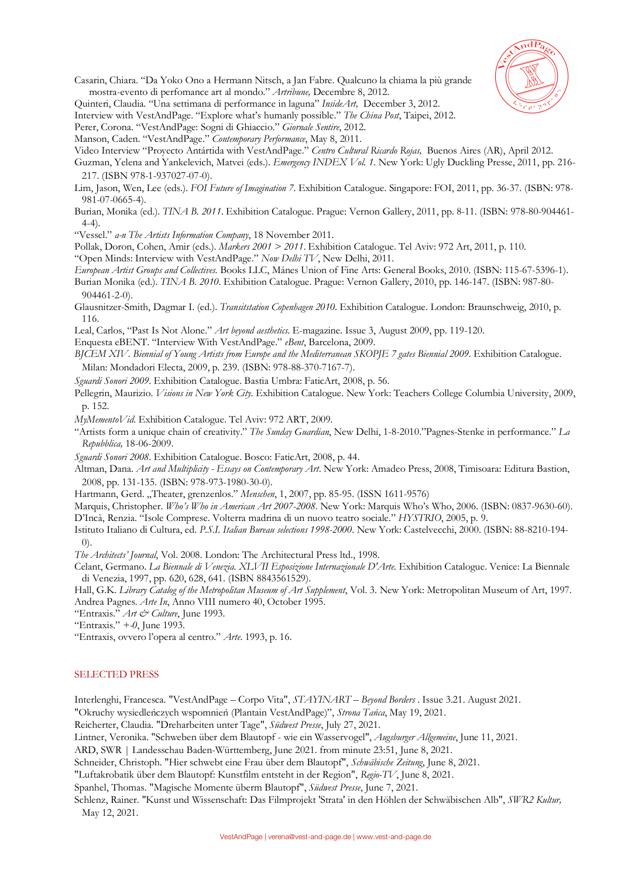Casarin, Chiara. "Da Yoko Ono a Hermann Nitsch, a Jan Fabre. Qualcuno la chiama la più grande mostra-evento di perfomance art al mondo." *Artribune,* Decembre 8, 2012.

Quinteri, Claudia. "Una settimana di performance in laguna" *InsideArt,* December 3, 2012.

Interview with VestAndPage. "Explore what's humanly possible." *The China Post*, Taipei, 2012.

Perer, Corona. "VestAndPage: Sogni di Ghiaccio." *Giornale Sentire*, 2012.

Manson, Caden. "VestAndPage." *Contemporary Performance*, May 8, 2011.

Video Interview "Proyecto Antártida with VestAndPage." *Centro Cultural Ricardo Rojas,* Buenos Aires (AR), April 2012.

Guzman, Yelena and Yankelevich, Matvei (eds.). *Emergency INDEX Vol. 1*. New York: Ugly Duckling Presse, 2011, pp. 216-217. (ISBN 978-1-937027-07-0).

Lim, Jason, Wen, Lee (eds.). *FOI Future of Imagination 7*. Exhibition Catalogue. Singapore: FOI, 2011, pp. 36-37. (ISBN: 978-981-07-0665-4).

Burian, Monika (ed.). *TINA B. 2011*. Exhibition Catalogue. Prague: Vernon Gallery, 2011, pp. 8-11. (ISBN: 978-80-904461-4-4).

"Vessel." *a-n The Artists Information Company*, 18 November 2011.

Pollak, Doron, Cohen, Amir (eds.). *Markers 2001 > 2011*. Exhibition Catalogue. Tel Aviv: 972 Art, 2011, p. 110.

"Open Minds: Interview with VestAndPage." *Now Delhi TV*, New Delhi, 2011.

*European Artist Groups and Collectives*. Books LLC, Mánes Union of Fine Arts: General Books, 2010. (ISBN: 115-67-5396-1).

Burian Monika (ed.). *TINA B. 2010*. Exhibition Catalogue. Prague: Vernon Gallery, 2010, pp. 146-147. (ISBN: 987-80-904461-2-0).

Glausnitzer-Smith, Dagmar I. (ed.). *Transitstation Copenhagen 2010*. Exhibition Catalogue. London: Braunschweig, 2010, p. 116.

Leal, Carlos, "Past Is Not Alone." *Art beyond aesthetics*. E-magazine. Issue 3, August 2009, pp. 119-120.

Enquesta eBENT. "Interview With VestAndPage." *eBent*, Barcelona, 2009.

*BJCEM XIV. Biennial of Young Artists from Europe and the Mediterranean SKOPJE 7 gates Biennial 2009*. Exhibition Catalogue. Milan: Mondadori Electa, 2009, p. 239. (ISBN: 978-88-370-7167-7).

*Sguardi Sonori 2009*. Exhibition Catalogue. Bastia Umbra: FaticArt, 2008, p. 56.

Pellegrin, Maurizio. *Visions in New York City*. Exhibition Catalogue. New York: Teachers College Columbia University, 2009, p. 152.

*MyMementoVid*. Exhibition Catalogue. Tel Aviv: 972 ART, 2009.

"Artists form a unique chain of creativity." *The Sunday Guardian*, New Delhi, 1-8-2010."Pagnes-Stenke in performance." *La Repubblica,* 18-06-2009.

*Sguardi Sonori 2008*. Exhibition Catalogue. Bosco: FaticArt, 2008, p. 44.

Altman, Dana. *Art and Multiplicity - Essays on Contemporary Art*. New York: Amadeo Press, 2008, Timisoara: Editura Bastion, 2008, pp. 131-135. (ISBN: 978-973-1980-30-0).

Hartmann, Gerd. „Theater, grenzenlos." *Menschen*, 1, 2007, pp. 85-95. (ISSN 1611-9576)

Marquis, Christopher. *Who's Who in American Art 2007-2008*. New York: Marquis Who's Who, 2006. (ISBN: 0837-9630-60).

D'Incà, Renzia. "Isole Comprese. Volterra madrina di un nuovo teatro sociale." *HYSTRIO*, 2005, p. 9.

Istituto Italiano di Cultura, ed. *P.S.I. Italian Bureau selections 1998-2000*. New York: Castelvecchi, 2000. (ISBN: 88-8210-194-0).

*The Architects' Journal*, Vol. 2008. London: The Architectural Press ltd., 1998.

Celant, Germano. *La Biennale di Venezia. XLVII Esposizione Internazionale D'Arte*. Exhibition Catalogue. Venice: La Biennale di Venezia, 1997, pp. 620, 628, 641. (ISBN 8843561529).

Hall, G.K. *Library Catalog of the Metropolitan Museum of Art Supplement*, Vol. 3. New York: Metropolitan Museum of Art, 1997.

Andrea Pagnes. *Arte In*, Anno VIII numero 40, October 1995.

"Entraxis." *Art & Culture*, June 1993.

"Entraxis." *+-0*, June 1993.

"Entraxis, ovvero l'opera al centro." *Arte*. 1993, p. 16.

## SELECTED PRESS

Interlenghi, Francesca. "VestAndPage – Corpo Vita", *STAYINART – Beyond Borders* . Issue 3.21. August 2021.

"Okruchy wysiedleńczych wspomnień (Plantain VestAndPage)", *Strona Tańca*, May 19, 2021.

Reicherter, Claudia. "Dreharbeiten unter Tage", *Südwest Presse*, July 27, 2021.

Lintner, Veronika. "Schweben über dem Blautopf - wie ein Wasservogel", *Augsburger Allgemeine*, June 11, 2021.

ARD, SWR | Landesschau Baden-Württemberg, June 2021. from minute 23:51, June 8, 2021.

Schneider, Christoph. "Hier schwebt eine Frau über dem Blautopf", *Schwäbische Zeitung*, June 8, 2021.

"Luftakrobatik über dem Blautopf: Kunstfilm entsteht in der Region", *Regio-TV*, June 8, 2021.

Spanhel, Thomas. "Magische Momente überm Blautopf", *Südwest Presse*, June 7, 2021.

Schlenz, Rainer. "Kunst und Wissenschaft: Das Filmprojekt 'Strata' in den Höhlen der Schwäbischen Alb", *SWR2 Kultur,* May 12, 2021.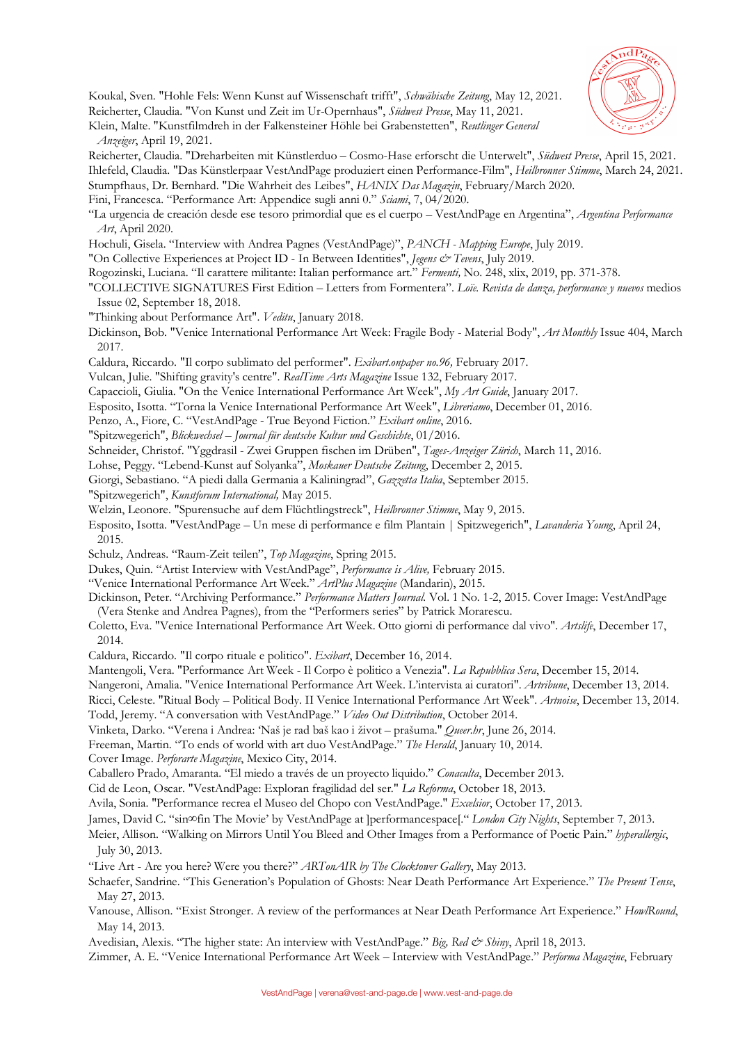Koukal, Sven. "Hohle Fels: Wenn Kunst auf Wissenschaft trifft", *Schwäbische Zeitung*, May 12, 2021.
Reicherter, Claudia. "Von Kunst und Zeit im Ur-Opernhaus", *Südwest Presse*, May 11, 2021.
Klein, Malte. "Kunstfilmdreh in der Falkensteiner Höhle bei Grabenstetten", *Reutlinger General Anzeiger*, April 19, 2021.
Reicherter, Claudia. "Dreharbeiten mit Künstlerduo – Cosmo-Hase erforscht die Unterwelt", *Südwest Presse*, April 15, 2021.
Ihlefeld, Claudia. "Das Künstlerpaar VestAndPage produziert einen Performance-Film", *Heilbronner Stimme*, March 24, 2021.
Stumpfhaus, Dr. Bernhard. "Die Wahrheit des Leibes", *HANIX Das Magazin*, February/March 2020.
Fini, Francesca. "Performance Art: Appendice sugli anni 0." *Sciami*, 7, 04/2020.
"La urgencia de creación desde ese tesoro primordial que es el cuerpo – VestAndPage en Argentina", *Argentina Performance Art*, April 2020.
Hochuli, Gisela. "Interview with Andrea Pagnes (VestAndPage)", *PANCH - Mapping Europe*, July 2019.
"On Collective Experiences at Project ID - In Between Identities", *Jegens & Tevens*, July 2019.
Rogozinski, Luciana. "Il carattere militante: Italian performance art." *Fermenti,* No. 248, xlix, 2019, pp. 371-378.
"COLLECTIVE SIGNATURES First Edition – Letters from Formentera". *Loïe. Revista de danza, performance y nuevos* medios Issue 02, September 18, 2018.
"Thinking about Performance Art". *Veditu*, January 2018.
Dickinson, Bob. "Venice International Performance Art Week: Fragile Body - Material Body", *Art Monthly* Issue 404, March 2017.
Caldura, Riccardo. "Il corpo sublimato del performer". *Exibart.onpaper no.96,* February 2017.
Vulcan, Julie. "Shifting gravity's centre". *RealTime Arts Magazine* Issue 132, February 2017.
Capaccioli, Giulia. "On the Venice International Performance Art Week", *My Art Guide*, January 2017.
Esposito, Isotta. "Torna la Venice International Performance Art Week", *Libreriamo*, December 01, 2016.
Penzo, A., Fiore, C. "VestAndPage - True Beyond Fiction." *Exibart online*, 2016.
"Spitzwegerich", *Blickwechsel – Journal für deutsche Kultur und Geschichte*, 01/2016.
Schneider, Christof. "Yggdrasil - Zwei Gruppen fischen im Drüben", *Tages-Anzeiger Zürich*, March 11, 2016.
Lohse, Peggy. "Lebend-Kunst auf Solyanka", *Moskauer Deutsche Zeitung*, December 2, 2015.
Giorgi, Sebastiano. "A piedi dalla Germania a Kaliningrad", *Gazzetta Italia*, September 2015.
"Spitzwegerich", *Kunstforum International,* May 2015.
Welzin, Leonore. "Spurensuche auf dem Flüchtlingstreck", *Heilbronner Stimme*, May 9, 2015.
Esposito, Isotta. "VestAndPage – Un mese di performance e film Plantain | Spitzwegerich", *Lavanderia Young*, April 24, 2015.
Schulz, Andreas. "Raum-Zeit teilen", *Top Magazine*, Spring 2015.
Dukes, Quin. "Artist Interview with VestAndPage", *Performance is Alive,* February 2015.
"Venice International Performance Art Week." *ArtPlus Magazine* (Mandarin), 2015.
Dickinson, Peter. "Archiving Performance." *Performance Matters Journal.* Vol. 1 No. 1-2, 2015. Cover Image: VestAndPage (Vera Stenke and Andrea Pagnes), from the "Performers series" by Patrick Morarescu.
Coletto, Eva. "Venice International Performance Art Week. Otto giorni di performance dal vivo". *Artslife*, December 17, 2014.
Caldura, Riccardo. "Il corpo rituale e politico". *Exibart*, December 16, 2014.
Mantengoli, Vera. "Performance Art Week - Il Corpo è politico a Venezia". *La Repubblica Sera*, December 15, 2014.
Nangeroni, Amalia. "Venice International Performance Art Week. L'intervista ai curatori". *Artribune*, December 13, 2014.
Ricci, Celeste. "Ritual Body – Political Body. II Venice International Performance Art Week". *Artnoise*, December 13, 2014.
Todd, Jeremy. "A conversation with VestAndPage." *Video Out Distribution*, October 2014.
Vinketa, Darko. "Verena i Andrea: 'Naš je rad baš kao i život – prašuma." *Queer.hr*, June 26, 2014.
Freeman, Martin. "To ends of world with art duo VestAndPage." *The Herald*, January 10, 2014.
Cover Image. *Perforarte Magazine*, Mexico City, 2014.
Caballero Prado, Amaranta. "El miedo a través de un proyecto liquido." *Conaculta*, December 2013.
Cid de Leon, Oscar. "VestAndPage: Exploran fragilidad del ser." *La Reforma*, October 18, 2013.
Avila, Sonia. "Performance recrea el Museo del Chopo con VestAndPage." *Excelsior*, October 17, 2013.
James, David C. "sin∞fin The Movie' by VestAndPage at ]performancespace[." *London City Nights*, September 7, 2013.
Meier, Allison. "Walking on Mirrors Until You Bleed and Other Images from a Performance of Poetic Pain." *hyperallergic*, July 30, 2013.
"Live Art - Are you here? Were you there?" *ARTonAIR by The Clocktower Gallery*, May 2013.
Schaefer, Sandrine. "This Generation's Population of Ghosts: Near Death Performance Art Experience." *The Present Tense*, May 27, 2013.
Vanouse, Allison. "Exist Stronger. A review of the performances at Near Death Performance Art Experience." *HowlRound*, May 14, 2013.
Avedisian, Alexis. "The higher state: An interview with VestAndPage." *Big, Red & Shiny*, April 18, 2013.
Zimmer, A. E. "Venice International Performance Art Week – Interview with VestAndPage." *Performa Magazine*, February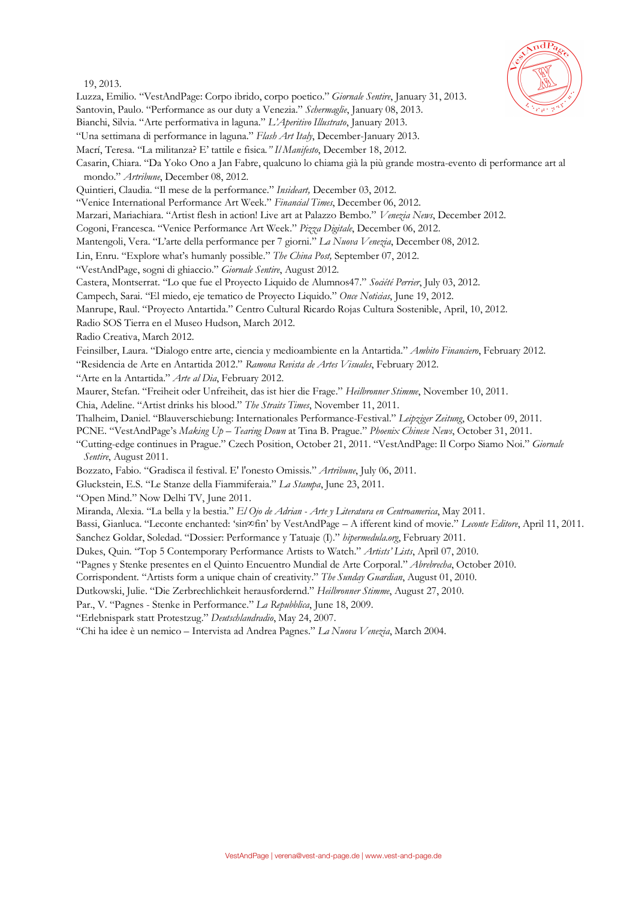19, 2013.

Luzza, Emilio. "VestAndPage: Corpo ibrido, corpo poetico." *Giornale Sentire*, January 31, 2013.

Santovin, Paulo. "Performance as our duty a Venezia." *Schermaglie*, January 08, 2013.

Bianchi, Silvia. "Arte performativa in laguna." *L'Aperitivo Illustrato*, January 2013.

"Una settimana di performance in laguna." *Flash Art Italy*, December-January 2013.

Macrí, Teresa. "La militanza? E' tattile e fisica." *Il Manifesto*, December 18, 2012.

Casarin, Chiara. "Da Yoko Ono a Jan Fabre, qualcuno lo chiama già la più grande mostra-evento di performance art al mondo." *Artribune*, December 08, 2012.

Quintieri, Claudia. "Il mese de la performance." *Insideart,* December 03, 2012.

"Venice International Performance Art Week." *Financial Times*, December 06, 2012.

Marzari, Mariachiara. "Artist flesh in action! Live art at Palazzo Bembo." *Venezia News*, December 2012.

Cogoni, Francesca. "Venice Performance Art Week." *Pizza Digitale*, December 06, 2012.

Mantengoli, Vera. "L'arte della performance per 7 giorni." *La Nuova Venezia*, December 08, 2012.

Lin, Enru. "Explore what's humanly possible." *The China Post,* September 07, 2012.

"VestAndPage, sogni di ghiaccio." *Giornale Sentire*, August 2012.

Castera, Montserrat. "Lo que fue el Proyecto Liquido de Alumnos47." *Société Perrier*, July 03, 2012.

Campech, Sarai. "El miedo, eje tematico de Proyecto Liquido." *Once Noticias*, June 19, 2012.

Manrupe, Raul. "Proyecto Antartida." Centro Cultural Ricardo Rojas Cultura Sostenible, April, 10, 2012.

Radio SOS Tierra en el Museo Hudson, March 2012.

Radio Creativa, March 2012.

Feinsilber, Laura. "Dialogo entre arte, ciencia y medioambiente en la Antartida." *Ambito Financiero*, February 2012.

"Residencia de Arte en Antartida 2012." *Ramona Revista de Artes Visuales*, February 2012.

"Arte en la Antartida." *Arte al Dia*, February 2012.

Maurer, Stefan. "Freiheit oder Unfreiheit, das ist hier die Frage." *Heilbronner Stimme*, November 10, 2011.

Chia, Adeline. "Artist drinks his blood." *The Straits Times*, November 11, 2011.

Thalheim, Daniel. "Blauverschiebung: Internationales Performance-Festival." *Leipziger Zeitung*, October 09, 2011.

PCNE. "VestAndPage's *Making Up – Tearing Down* at Tina B. Prague." *Phoenix Chinese News*, October 31, 2011.

"Cutting-edge continues in Prague." Czech Position, October 21, 2011. "VestAndPage: Il Corpo Siamo Noi." *Giornale Sentire*, August 2011.

Bozzato, Fabio. "Gradisca il festival. E' l'onesto Omissis." *Artribune*, July 06, 2011.

Gluckstein, E.S. "Le Stanze della Fiammiferaia." *La Stampa*, June 23, 2011.

"Open Mind." Now Delhi TV, June 2011.

Miranda, Alexia. "La bella y la bestia." *El Ojo de Adrian - Arte y Literatura en Centroamerica*, May 2011.

Bassi, Gianluca. "Leconte enchanted: 'sin∞fin' by VestAndPage – A ifferent kind of movie." *Leconte Editore*, April 11, 2011.

Sanchez Goldar, Soledad. "Dossier: Performance y Tatuaje (I)." *hipermedula.org*, February 2011.

Dukes, Quin. "Top 5 Contemporary Performance Artists to Watch." *Artists' Lists*, April 07, 2010.

"Pagnes y Stenke presentes en el Quinto Encuentro Mundial de Arte Corporal." *Abrebrecha*, October 2010.

Corrispondent. "Artists form a unique chain of creativity." *The Sunday Guardian*, August 01, 2010.

Dutkowski, Julie. "Die Zerbrechlichkeit herausfordernd." *Heilbronner Stimme*, August 27, 2010.

Par., V. "Pagnes - Stenke in Performance." *La Repubblica*, June 18, 2009.

"Erlebnispark statt Protestzug." *Deutschlandradio*, May 24, 2007.

"Chi ha idee è un nemico – Intervista ad Andrea Pagnes." *La Nuova Venezia*, March 2004.